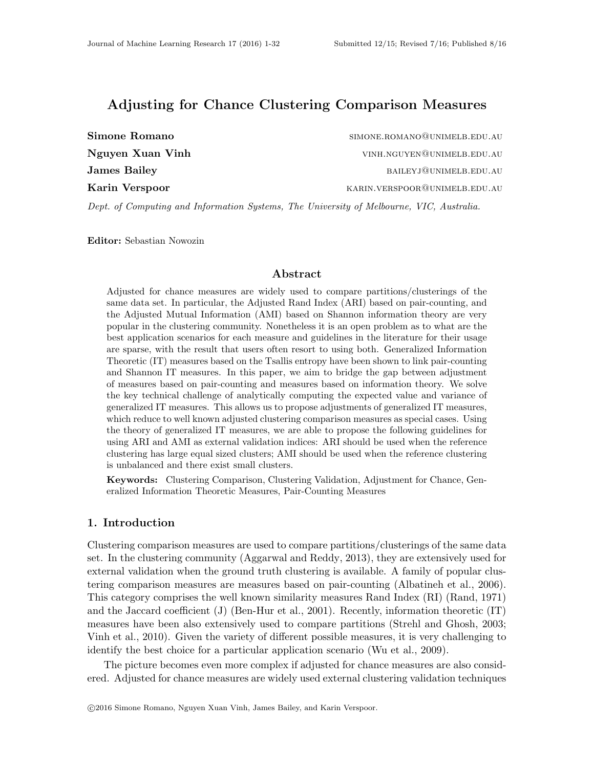# Adjusting for Chance Clustering Comparison Measures

**Simone Romano** SIMONE.ROMANO@UNIMELB.EDU.AU

**Nguyen Xuan Vinh** VINH.NGUYEN@UNIMELB.EDU.AU

**James Bailey** BAILEYJ@UNIMELB.EDU.AU

**Karin Verspoor** KARIN.VERSPOOR@UNIMELB.EDU.AU

*Dept. of Computing and Information Systems, The University of Melbourne, VIC, Australia.*

**Editor:** Sebastian Nowozin

## Abstract

Adjusted for chance measures are widely used to compare partitions/clusterings of the same data set. In particular, the Adjusted Rand Index (ARI) based on pair-counting, and the Adjusted Mutual Information (AMI) based on Shannon information theory are very popular in the clustering community. Nonetheless it is an open problem as to what are the best application scenarios for each measure and guidelines in the literature for their usage are sparse, with the result that users often resort to using both. Generalized Information Theoretic (IT) measures based on the Tsallis entropy have been shown to link pair-counting and Shannon IT measures. In this paper, we aim to bridge the gap between adjustment of measures based on pair-counting and measures based on information theory. We solve the key technical challenge of analytically computing the expected value and variance of generalized IT measures. This allows us to propose adjustments of generalized IT measures, which reduce to well known adjusted clustering comparison measures as special cases. Using the theory of generalized IT measures, we are able to propose the following guidelines for using ARI and AMI as external validation indices: ARI should be used when the reference clustering has large equal sized clusters; AMI should be used when the reference clustering is unbalanced and there exist small clusters.

**Keywords:** Clustering Comparison, Clustering Validation, Adjustment for Chance, Generalized Information Theoretic Measures, Pair-Counting Measures

## 1. Introduction

Clustering comparison measures are used to compare partitions/clusterings of the same data set. In the clustering community (Aggarwal and Reddy, 2013), they are extensively used for external validation when the ground truth clustering is available. A family of popular clustering comparison measures are measures based on pair-counting (Albatineh et al., 2006). This category comprises the well known similarity measures Rand Index (RI) (Rand, 1971) and the Jaccard coefficient (J) (Ben-Hur et al., 2001). Recently, information theoretic (IT) measures have been also extensively used to compare partitions (Strehl and Ghosh, 2003; Vinh et al., 2010). Given the variety of different possible measures, it is very challenging to identify the best choice for a particular application scenario (Wu et al., 2009).

The picture becomes even more complex if adjusted for chance measures are also considered. Adjusted for chance measures are widely used external clustering validation techniques

©2016 Simone Romano, Nguyen Xuan Vinh, James Bailey, and Karin Verspoor.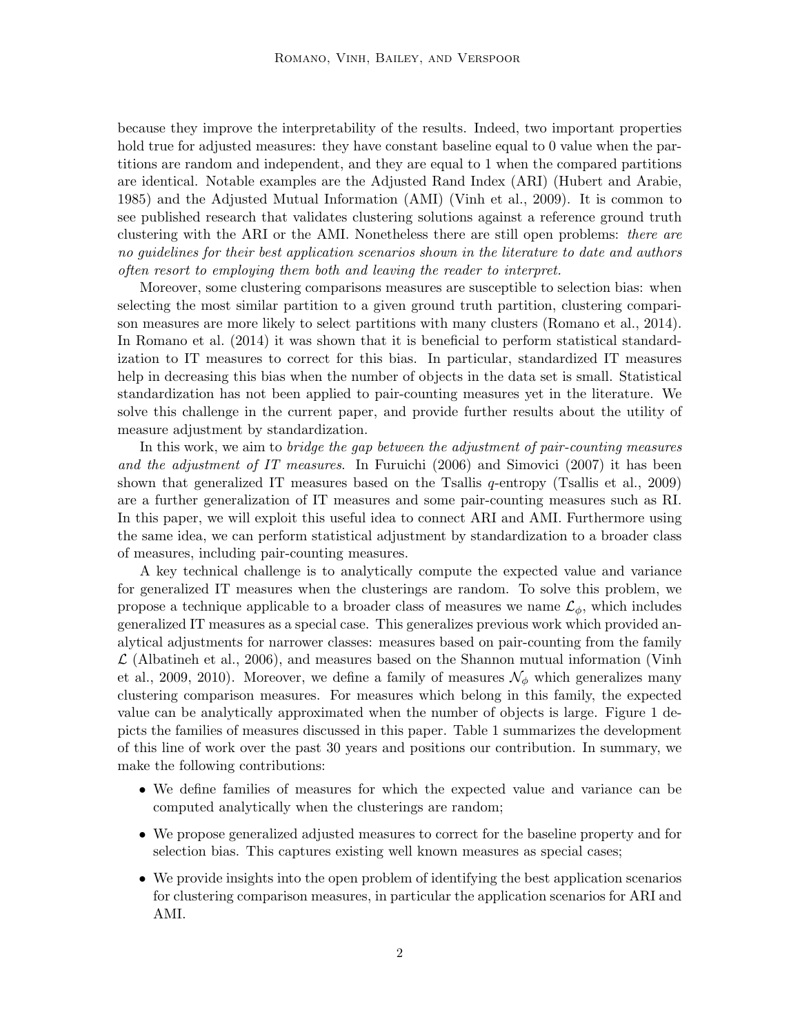because they improve the interpretability of the results. Indeed, two important properties hold true for adjusted measures: they have constant baseline equal to 0 value when the partitions are random and independent, and they are equal to 1 when the compared partitions are identical. Notable examples are the Adjusted Rand Index (ARI) (Hubert and Arabie, 1985) and the Adjusted Mutual Information (AMI) (Vinh et al., 2009). It is common to see published research that validates clustering solutions against a reference ground truth clustering with the ARI or the AMI. Nonetheless there are still open problems: *there are no guidelines for their best application scenarios shown in the literature to date and authors often resort to employing them both and leaving the reader to interpret.*

Moreover, some clustering comparisons measures are susceptible to selection bias: when selecting the most similar partition to a given ground truth partition, clustering comparison measures are more likely to select partitions with many clusters (Romano et al., 2014). In Romano et al. (2014) it was shown that it is beneficial to perform statistical standardization to IT measures to correct for this bias. In particular, standardized IT measures help in decreasing this bias when the number of objects in the data set is small. Statistical standardization has not been applied to pair-counting measures yet in the literature. We solve this challenge in the current paper, and provide further results about the utility of measure adjustment by standardization.

In this work, we aim to *bridge the gap between the adjustment of pair-counting measures and the adjustment of IT measures*. In Furuichi (2006) and Simovici (2007) it has been shown that generalized IT measures based on the Tsallis $q$-entropy (Tsallis et al., 2009) are a further generalization of IT measures and some pair-counting measures such as RI. In this paper, we will exploit this useful idea to connect ARI and AMI. Furthermore using the same idea, we can perform statistical adjustment by standardization to a broader class of measures, including pair-counting measures.

A key technical challenge is to analytically compute the expected value and variance for generalized IT measures when the clusterings are random. To solve this problem, we propose a technique applicable to a broader class of measures we name $\mathcal{L}_\phi$, which includes generalized IT measures as a special case. This generalizes previous work which provided analytical adjustments for narrower classes: measures based on pair-counting from the family $\mathcal{L}$ (Albatineh et al., 2006), and measures based on the Shannon mutual information (Vinh et al., 2009, 2010). Moreover, we define a family of measures $\mathcal{N}_\phi$ which generalizes many clustering comparison measures. For measures which belong in this family, the expected value can be analytically approximated when the number of objects is large. Figure 1 depicts the families of measures discussed in this paper. Table 1 summarizes the development of this line of work over the past 30 years and positions our contribution. In summary, we make the following contributions:

- We define families of measures for which the expected value and variance can be computed analytically when the clusterings are random;
- We propose generalized adjusted measures to correct for the baseline property and for selection bias. This captures existing well known measures as special cases;
- We provide insights into the open problem of identifying the best application scenarios for clustering comparison measures, in particular the application scenarios for ARI and AMI.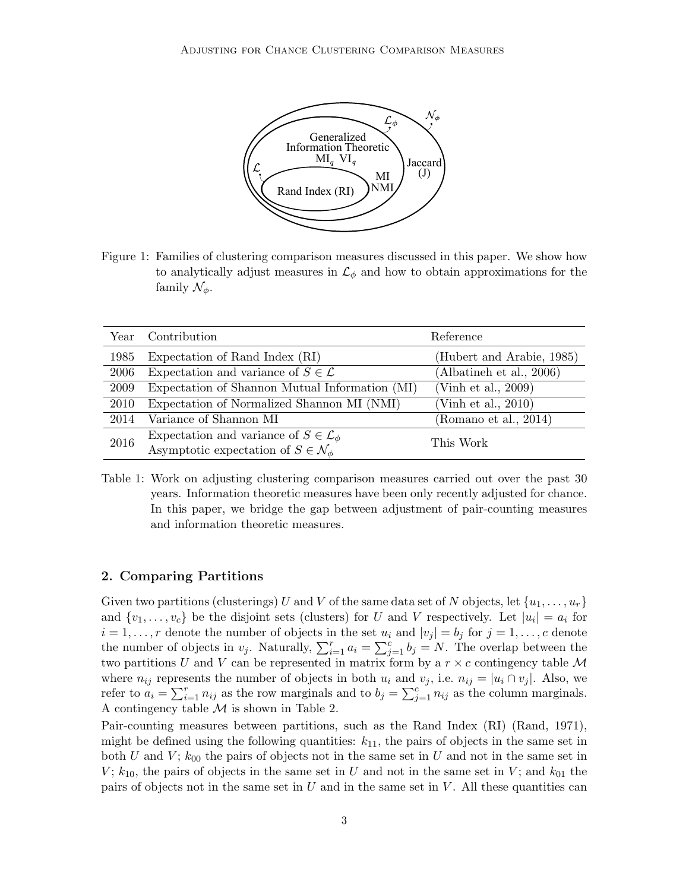Figure 1: Families of clustering comparison measures discussed in this paper. We show how to analytically adjust measures in $\mathcal{L}_\phi$ and how to obtain approximations for the family $\mathcal{N}_\phi$.

| Year | Contribution | Reference |
|---|---|---|
| 1985 | Expectation of Rand Index (RI) | (Hubert and Arabie, 1985) |
| 2006 | Expectation and variance of $S \in \mathcal{L}$ | (Albatineh et al., 2006) |
| 2009 | Expectation of Shannon Mutual Information (MI) | (Vinh et al., 2009) |
| 2010 | Expectation of Normalized Shannon MI (NMI) | (Vinh et al., 2010) |
| 2014 | Variance of Shannon MI | (Romano et al., 2014) |
| 2016 | Expectation and variance of $S \in \mathcal{L}_\phi$ <br> Asymptotic expectation of $S \in \mathcal{N}_\phi$ | This Work |

Table 1: Work on adjusting clustering comparison measures carried out over the past 30 years. Information theoretic measures have been only recently adjusted for chance. In this paper, we bridge the gap between adjustment of pair-counting measures and information theoretic measures.

## 2. Comparing Partitions

Given two partitions (clusterings) $U$ and $V$ of the same data set of $N$ objects, let $\{u_1, \dots, u_r\}$ and $\{v_1, \dots, v_c\}$ be the disjoint sets (clusters) for $U$ and $V$ respectively. Let $|u_i| = a_i$ for $i = 1, \dots, r$ denote the number of objects in the set $u_i$ and $|v_j| = b_j$ for $j = 1, \dots, c$ denote the number of objects in $v_j$. Naturally, $\sum_{i=1}^{r} a_i = \sum_{j=1}^{c} b_j = N$. The overlap between the two partitions $U$ and $V$ can be represented in matrix form by a $r \times c$ contingency table $\mathcal{M}$ where $n_{ij}$ represents the number of objects in both $u_i$ and $v_j$, i.e. $n_{ij} = |u_i \cap v_j|$. Also, we refer to $a_i = \sum_{i=1}^{r} n_{ij}$ as the row marginals and to $b_j = \sum_{j=1}^{c} n_{ij}$ as the column marginals. A contingency table $\mathcal{M}$ is shown in Table 2.

Pair-counting measures between partitions, such as the Rand Index (RI) (Rand, 1971), might be defined using the following quantities: $k_{11}$, the pairs of objects in the same set in both $U$ and $V$; $k_{00}$ the pairs of objects not in the same set in $U$ and not in the same set in $V$; $k_{10}$, the pairs of objects in the same set in $U$ and not in the same set in $V$; and $k_{01}$ the pairs of objects not in the same set in $U$ and in the same set in $V$. All these quantities can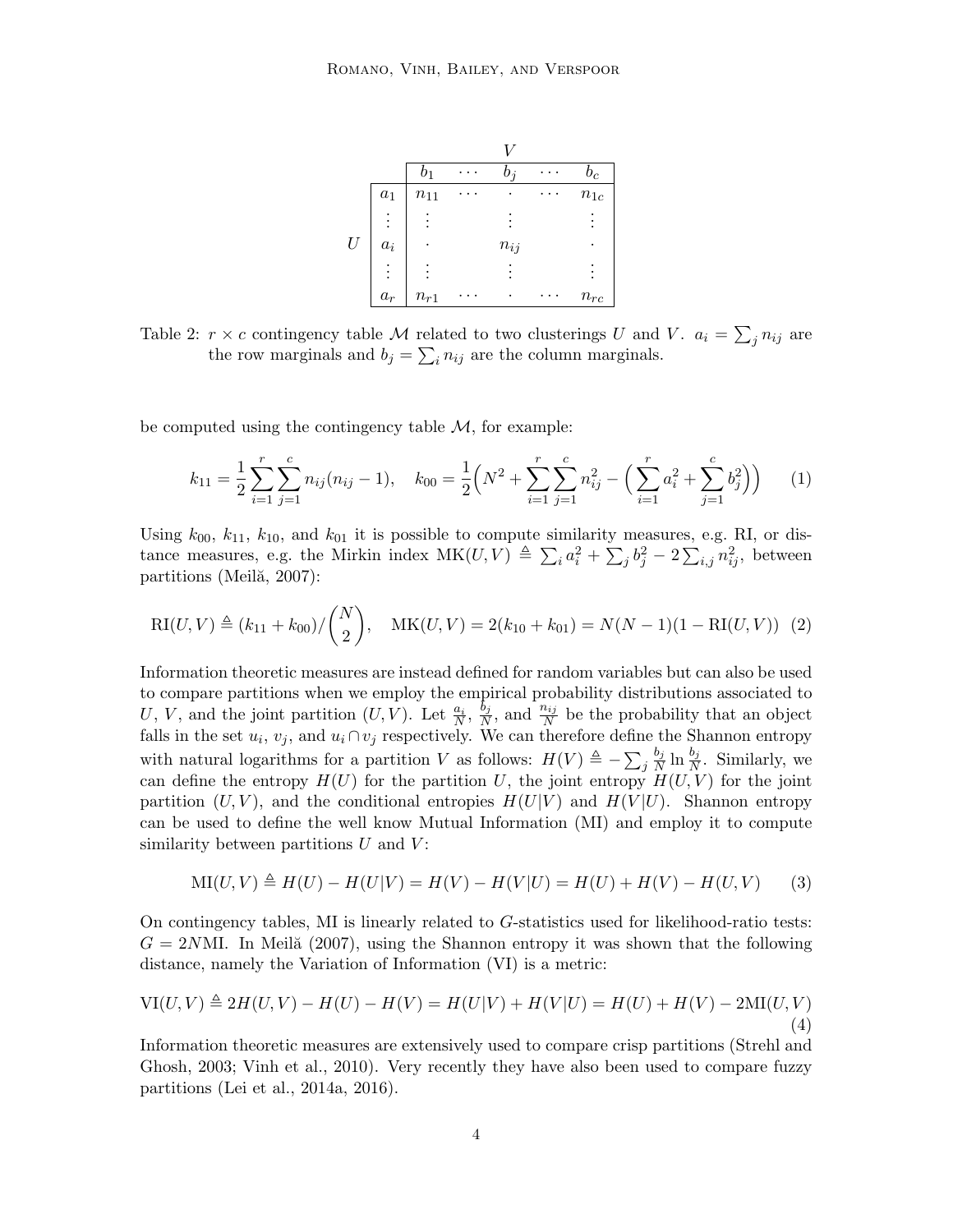|  |  | $V$ |  |  |  |  |
|---|---|---|---|---|---|---|
|  |  | $b_1$ | $\cdots$ | $b_j$ | $\cdots$ | $b_c$ |
| $U$ | $a_1$ | $n_{11}$ | $\cdots$ | $\cdot$ | $\cdots$ | $n_{1c}$ |
|  | $\vdots$ | $\vdots$ |  | $\vdots$ |  | $\vdots$ |
|  | $a_i$ | $\cdot$ |  | $n_{ij}$ |  | $\cdot$ |
|  | $\vdots$ | $\vdots$ |  | $\vdots$ |  | $\vdots$ |
|  | $a_r$ | $n_{r1}$ | $\cdots$ | $\cdot$ | $\cdots$ | $n_{rc}$ |

Table 2: $r \times c$ contingency table $\mathcal{M}$ related to two clusterings $U$ and $V$. $a_i = \sum_j n_{ij}$ are the row marginals and $b_j = \sum_i n_{ij}$ are the column marginals.

be computed using the contingency table $\mathcal{M}$, for example:

$$k_{11} = \frac{1}{2}\sum_{i=1}^{r}\sum_{j=1}^{c} n_{ij}(n_{ij}-1), \quad k_{00} = \frac{1}{2}\Big(N^2 + \sum_{i=1}^{r}\sum_{j=1}^{c} n_{ij}^2 - \Big(\sum_{i=1}^{r} a_i^2 + \sum_{j=1}^{c} b_j^2\Big)\Big) \tag{1}$$

Using $k_{00}$, $k_{11}$, $k_{10}$, and $k_{01}$ it is possible to compute similarity measures, e.g. RI, or distance measures, e.g. the Mirkin index $\text{MK}(U,V) \triangleq \sum_i a_i^2 + \sum_j b_j^2 - 2\sum_{i,j} n_{ij}^2$, between partitions (Meilă, 2007):

$$\text{RI}(U,V) \triangleq (k_{11}+k_{00})/\binom{N}{2}, \quad \text{MK}(U,V) = 2(k_{10}+k_{01}) = N(N-1)(1-\text{RI}(U,V)) \tag{2}$$

Information theoretic measures are instead defined for random variables but can also be used to compare partitions when we employ the empirical probability distributions associated to $U$, $V$, and the joint partition $(U,V)$. Let $\frac{a_i}{N}$, $\frac{b_j}{N}$, and $\frac{n_{ij}}{N}$ be the probability that an object falls in the set $u_i$, $v_j$, and $u_i \cap v_j$ respectively. We can therefore define the Shannon entropy with natural logarithms for a partition $V$ as follows: $H(V) \triangleq -\sum_j \frac{b_j}{N} \ln \frac{b_j}{N}$. Similarly, we can define the entropy $H(U)$ for the partition $U$, the joint entropy $H(U,V)$ for the joint partition $(U,V)$, and the conditional entropies $H(U|V)$ and $H(V|U)$. Shannon entropy can be used to define the well know Mutual Information (MI) and employ it to compute similarity between partitions $U$ and $V$:

$$\text{MI}(U,V) \triangleq H(U) - H(U|V) = H(V) - H(V|U) = H(U) + H(V) - H(U,V) \tag{3}$$

On contingency tables, MI is linearly related to $G$-statistics used for likelihood-ratio tests: $G = 2N\text{MI}$. In Meilă (2007), using the Shannon entropy it was shown that the following distance, namely the Variation of Information (VI) is a metric:

$$\text{VI}(U,V) \triangleq 2H(U,V) - H(U) - H(V) = H(U|V) + H(V|U) = H(U) + H(V) - 2\text{MI}(U,V) \tag{4}$$

Information theoretic measures are extensively used to compare crisp partitions (Strehl and Ghosh, 2003; Vinh et al., 2010). Very recently they have also been used to compare fuzzy partitions (Lei et al., 2014a, 2016).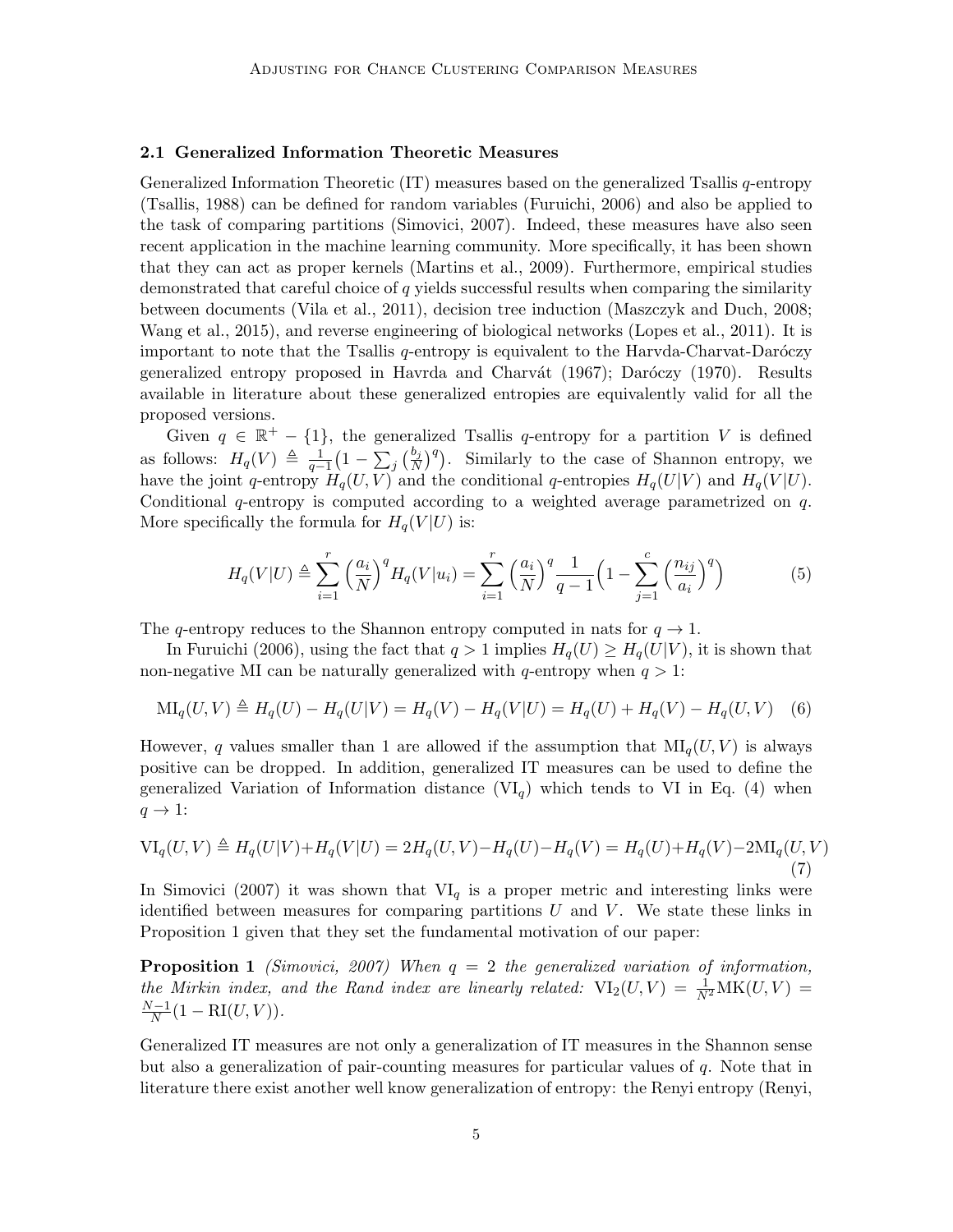### 2.1 Generalized Information Theoretic Measures

Generalized Information Theoretic (IT) measures based on the generalized Tsallis $q$-entropy (Tsallis, 1988) can be defined for random variables (Furuichi, 2006) and also be applied to the task of comparing partitions (Simovici, 2007). Indeed, these measures have also seen recent application in the machine learning community. More specifically, it has been shown that they can act as proper kernels (Martins et al., 2009). Furthermore, empirical studies demonstrated that careful choice of $q$ yields successful results when comparing the similarity between documents (Vila et al., 2011), decision tree induction (Maszczyk and Duch, 2008; Wang et al., 2015), and reverse engineering of biological networks (Lopes et al., 2011). It is important to note that the Tsallis $q$-entropy is equivalent to the Harvda-Charvat-Daróczy generalized entropy proposed in Havrda and Charvát (1967); Daróczy (1970). Results available in literature about these generalized entropies are equivalently valid for all the proposed versions.

Given $q \in \mathbb{R}^+ - \{1\}$, the generalized Tsallis $q$-entropy for a partition $V$ is defined as follows: $H_q(V) \triangleq \frac{1}{q-1}\big(1 - \sum_j \big(\frac{b_j}{N}\big)^q\big)$. Similarly to the case of Shannon entropy, we have the joint $q$-entropy $H_q(U, V)$ and the conditional $q$-entropies $H_q(U|V)$ and $H_q(V|U)$. Conditional $q$-entropy is computed according to a weighted average parametrized on $q$. More specifically the formula for $H_q(V|U)$ is:

$$H_q(V|U) \triangleq \sum_{i=1}^{r} \Big(\frac{a_i}{N}\Big)^q H_q(V|u_i) = \sum_{i=1}^{r} \Big(\frac{a_i}{N}\Big)^q \frac{1}{q-1}\Big(1 - \sum_{j=1}^{c} \Big(\frac{n_{ij}}{a_i}\Big)^q\Big) \tag{5}$$

The $q$-entropy reduces to the Shannon entropy computed in nats for $q \to 1$.

In Furuichi (2006), using the fact that $q > 1$ implies $H_q(U) \geq H_q(U|V)$, it is shown that non-negative MI can be naturally generalized with $q$-entropy when $q > 1$:

$$\mathrm{MI}_q(U, V) \triangleq H_q(U) - H_q(U|V) = H_q(V) - H_q(V|U) = H_q(U) + H_q(V) - H_q(U, V) \tag{6}$$

However, $q$ values smaller than 1 are allowed if the assumption that $\mathrm{MI}_q(U, V)$ is always positive can be dropped. In addition, generalized IT measures can be used to define the generalized Variation of Information distance ($\mathrm{VI}_q$) which tends to VI in Eq. (4) when $q \to 1$:

$$\mathrm{VI}_q(U, V) \triangleq H_q(U|V) + H_q(V|U) = 2H_q(U, V) - H_q(U) - H_q(V) = H_q(U) + H_q(V) - 2\mathrm{MI}_q(U, V) \tag{7}$$

In Simovici (2007) it was shown that $\mathrm{VI}_q$ is a proper metric and interesting links were identified between measures for comparing partitions $U$ and $V$. We state these links in Proposition 1 given that they set the fundamental motivation of our paper:

**Proposition 1** *(Simovici, 2007) When $q = 2$ the generalized variation of information, the Mirkin index, and the Rand index are linearly related:* $\mathrm{VI}_2(U, V) = \frac{1}{N^2}\mathrm{MK}(U, V) = \frac{N-1}{N}(1 - \mathrm{RI}(U, V))$.

Generalized IT measures are not only a generalization of IT measures in the Shannon sense but also a generalization of pair-counting measures for particular values of $q$. Note that in literature there exist another well know generalization of entropy: the Renyi entropy (Renyi,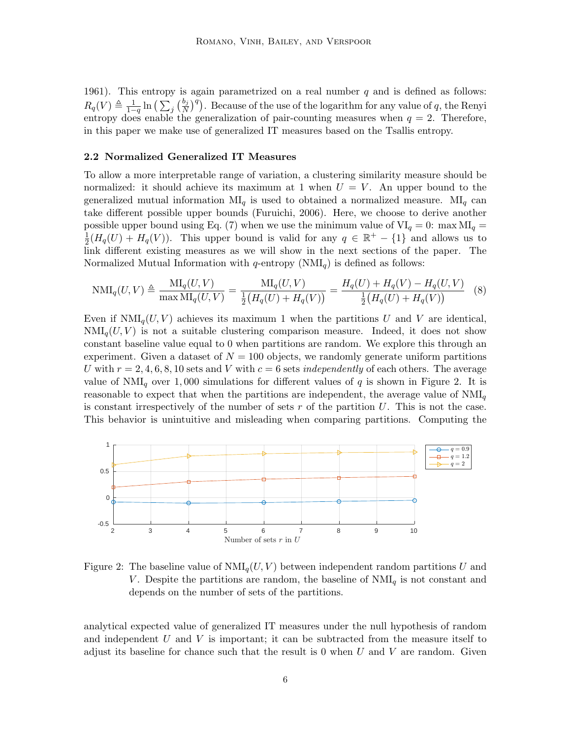1961). This entropy is again parametrized on a real number $q$ and is defined as follows: $R_q(V) \triangleq \frac{1}{1-q} \ln\left(\sum_j \left(\frac{b_j}{N}\right)^q\right)$. Because of the use of the logarithm for any value of $q$, the Renyi entropy does enable the generalization of pair-counting measures when $q = 2$. Therefore, in this paper we make use of generalized IT measures based on the Tsallis entropy.

### 2.2 Normalized Generalized IT Measures

To allow a more interpretable range of variation, a clustering similarity measure should be normalized: it should achieve its maximum at 1 when $U = V$. An upper bound to the generalized mutual information $\text{MI}_q$ is used to obtained a normalized measure. $\text{MI}_q$ can take different possible upper bounds (Furuichi, 2006). Here, we choose to derive another possible upper bound using Eq. (7) when we use the minimum value of $\text{VI}_q = 0$: $\max \text{MI}_q = \frac{1}{2}(H_q(U) + H_q(V))$. This upper bound is valid for any $q \in \mathbb{R}^+ - \{1\}$ and allows us to link different existing measures as we will show in the next sections of the paper. The Normalized Mutual Information with $q$-entropy ($\text{NMI}_q$) is defined as follows:

$$\text{NMI}_q(U,V) \triangleq \frac{\text{MI}_q(U,V)}{\max \text{MI}_q(U,V)} = \frac{\text{MI}_q(U,V)}{\frac{1}{2}\big(H_q(U) + H_q(V)\big)} = \frac{H_q(U) + H_q(V) - H_q(U,V)}{\frac{1}{2}\big(H_q(U) + H_q(V)\big)} \quad (8)$$

Even if $\text{NMI}_q(U,V)$ achieves its maximum 1 when the partitions $U$ and $V$ are identical, $\text{NMI}_q(U,V)$ is not a suitable clustering comparison measure. Indeed, it does not show constant baseline value equal to 0 when partitions are random. We explore this through an experiment. Given a dataset of $N = 100$ objects, we randomly generate uniform partitions $U$ with $r = 2, 4, 6, 8, 10$ sets and $V$ with $c = 6$ sets *independently* of each others. The average value of $\text{NMI}_q$ over 1,000 simulations for different values of $q$ is shown in Figure 2. It is reasonable to expect that when the partitions are independent, the average value of $\text{NMI}_q$ is constant irrespectively of the number of sets $r$ of the partition $U$. This is not the case. This behavior is unintuitive and misleading when comparing partitions. Computing the

Figure 2: The baseline value of $\text{NMI}_q(U,V)$ between independent random partitions $U$ and $V$. Despite the partitions are random, the baseline of $\text{NMI}_q$ is not constant and depends on the number of sets of the partitions.

analytical expected value of generalized IT measures under the null hypothesis of random and independent $U$ and $V$ is important; it can be subtracted from the measure itself to adjust its baseline for chance such that the result is 0 when $U$ and $V$ are random. Given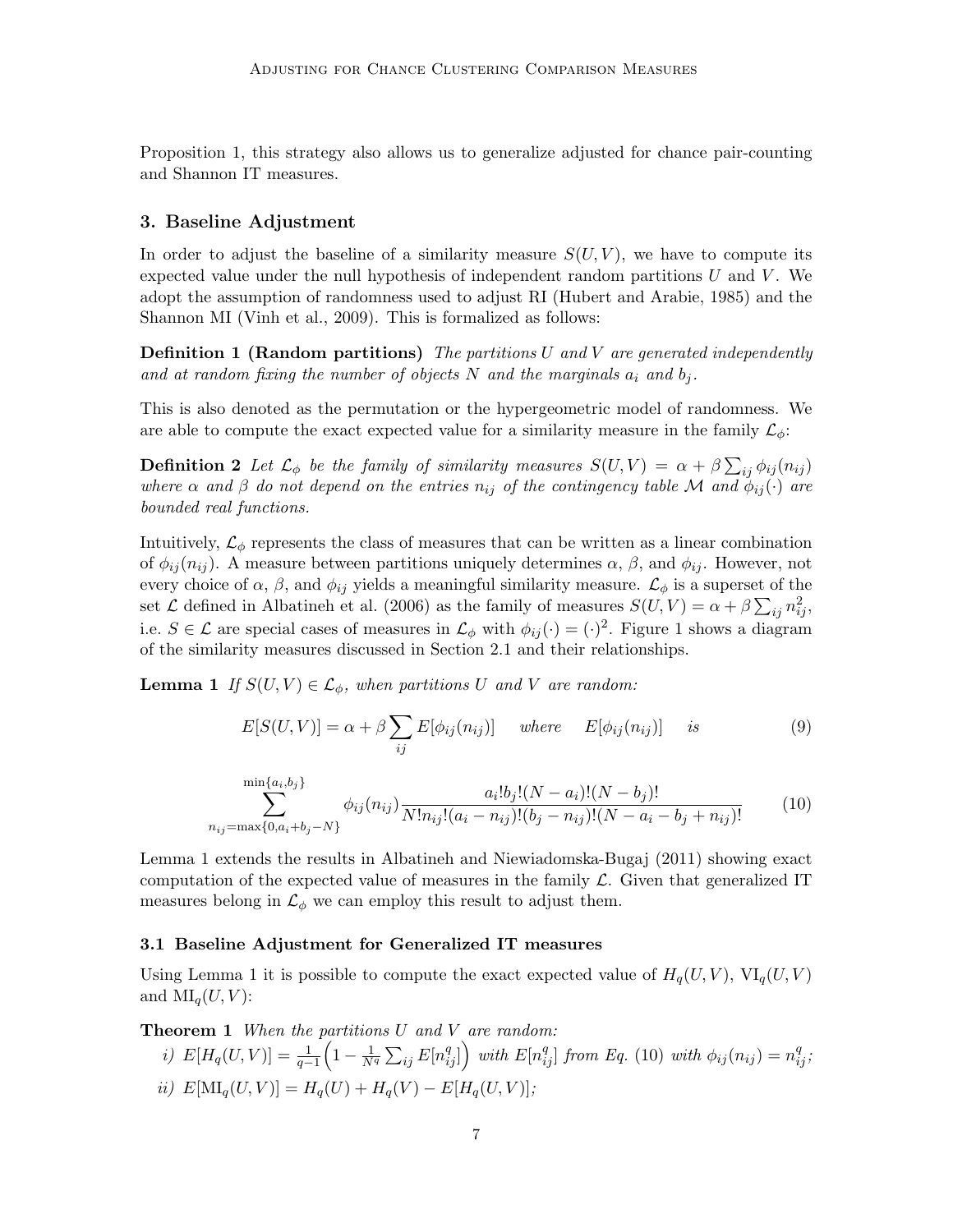Proposition 1, this strategy also allows us to generalize adjusted for chance pair-counting and Shannon IT measures.

## 3. Baseline Adjustment

In order to adjust the baseline of a similarity measure $S(U,V)$, we have to compute its expected value under the null hypothesis of independent random partitions $U$ and $V$. We adopt the assumption of randomness used to adjust RI (Hubert and Arabie, 1985) and the Shannon MI (Vinh et al., 2009). This is formalized as follows:

**Definition 1 (Random partitions)** *The partitions $U$ and $V$ are generated independently and at random fixing the number of objects $N$ and the marginals $a_i$ and $b_j$.*

This is also denoted as the permutation or the hypergeometric model of randomness. We are able to compute the exact expected value for a similarity measure in the family $\mathcal{L}_\phi$:

**Definition 2** *Let $\mathcal{L}_\phi$ be the family of similarity measures $S(U,V) = \alpha + \beta \sum_{ij} \phi_{ij}(n_{ij})$ where $\alpha$ and $\beta$ do not depend on the entries $n_{ij}$ of the contingency table $\mathcal{M}$ and $\phi_{ij}(\cdot)$ are bounded real functions.*

Intuitively, $\mathcal{L}_\phi$ represents the class of measures that can be written as a linear combination of $\phi_{ij}(n_{ij})$. A measure between partitions uniquely determines $\alpha$, $\beta$, and $\phi_{ij}$. However, not every choice of $\alpha$, $\beta$, and $\phi_{ij}$ yields a meaningful similarity measure. $\mathcal{L}_\phi$ is a superset of the set $\mathcal{L}$ defined in Albatineh et al. (2006) as the family of measures $S(U,V) = \alpha + \beta \sum_{ij} n_{ij}^2$, i.e. $S \in \mathcal{L}$ are special cases of measures in $\mathcal{L}_\phi$ with $\phi_{ij}(\cdot) = (\cdot)^2$. Figure 1 shows a diagram of the similarity measures discussed in Section 2.1 and their relationships.

**Lemma 1** *If $S(U,V) \in \mathcal{L}_\phi$, when partitions $U$ and $V$ are random:*

$$E[S(U,V)] = \alpha + \beta \sum_{ij} E[\phi_{ij}(n_{ij})] \quad \textit{where} \quad E[\phi_{ij}(n_{ij})] \quad \textit{is} \tag{9}$$

$$\sum_{n_{ij}=\max\{0,a_i+b_j-N\}}^{\min\{a_i,b_j\}} \phi_{ij}(n_{ij}) \frac{a_i! b_j! (N-a_i)! (N-b_j)!}{N! n_{ij}! (a_i - n_{ij})! (b_j - n_{ij})! (N - a_i - b_j + n_{ij})!} \tag{10}$$

Lemma 1 extends the results in Albatineh and Niewiadomska-Bugaj (2011) showing exact computation of the expected value of measures in the family $\mathcal{L}$. Given that generalized IT measures belong in $\mathcal{L}_\phi$ we can employ this result to adjust them.

### 3.1 Baseline Adjustment for Generalized IT measures

Using Lemma 1 it is possible to compute the exact expected value of $H_q(U,V)$, $\text{VI}_q(U,V)$ and $\text{MI}_q(U,V)$:

**Theorem 1** *When the partitions $U$ and $V$ are random:*

*i)* $E[H_q(U,V)] = \frac{1}{q-1}\Big(1 - \frac{1}{N^q}\sum_{ij} E[n_{ij}^q]\Big)$ *with* $E[n_{ij}^q]$ *from Eq. (10) with* $\phi_{ij}(n_{ij}) = n_{ij}^q$;

*ii)* $E[\text{MI}_q(U,V)] = H_q(U) + H_q(V) - E[H_q(U,V)]$;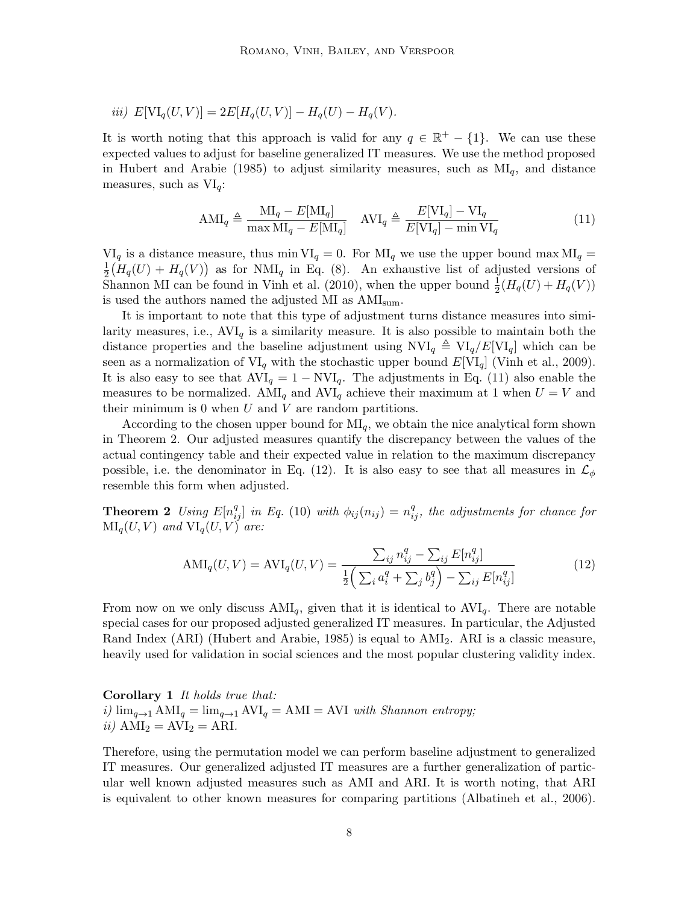*iii)* $E[\text{VI}_q(U,V)] = 2E[H_q(U,V)] - H_q(U) - H_q(V)$.

It is worth noting that this approach is valid for any $q \in \mathbb{R}^+ - \{1\}$. We can use these expected values to adjust for baseline generalized IT measures. We use the method proposed in Hubert and Arabie (1985) to adjust similarity measures, such as $\text{MI}_q$, and distance measures, such as $\text{VI}_q$:

$$\text{AMI}_q \triangleq \frac{\text{MI}_q - E[\text{MI}_q]}{\max \text{MI}_q - E[\text{MI}_q]} \quad \text{AVI}_q \triangleq \frac{E[\text{VI}_q] - \text{VI}_q}{E[\text{VI}_q] - \min \text{VI}_q} \tag{11}$$

$\text{VI}_q$ is a distance measure, thus $\min \text{VI}_q = 0$. For $\text{MI}_q$ we use the upper bound $\max \text{MI}_q = \frac{1}{2}\big(H_q(U) + H_q(V)\big)$ as for $\text{NMI}_q$ in Eq. (8). An exhaustive list of adjusted versions of Shannon MI can be found in Vinh et al. (2010), when the upper bound $\frac{1}{2}(H_q(U) + H_q(V))$ is used the authors named the adjusted MI as $\text{AMI}_{\text{sum}}$.

It is important to note that this type of adjustment turns distance measures into similarity measures, i.e., $\text{AVI}_q$ is a similarity measure. It is also possible to maintain both the distance properties and the baseline adjustment using $\text{NVI}_q \triangleq \text{VI}_q / E[\text{VI}_q]$ which can be seen as a normalization of $\text{VI}_q$ with the stochastic upper bound $E[\text{VI}_q]$ (Vinh et al., 2009). It is also easy to see that $\text{AVI}_q = 1 - \text{NVI}_q$. The adjustments in Eq. (11) also enable the measures to be normalized. $\text{AMI}_q$ and $\text{AVI}_q$ achieve their maximum at 1 when $U = V$ and their minimum is 0 when $U$ and $V$ are random partitions.

According to the chosen upper bound for $\text{MI}_q$, we obtain the nice analytical form shown in Theorem 2. Our adjusted measures quantify the discrepancy between the values of the actual contingency table and their expected value in relation to the maximum discrepancy possible, i.e. the denominator in Eq. (12). It is also easy to see that all measures in $\mathcal{L}_\phi$ resemble this form when adjusted.

**Theorem 2** *Using $E[n_{ij}^q]$ in Eq. (10) with $\phi_{ij}(n_{ij}) = n_{ij}^q$, the adjustments for chance for $\text{MI}_q(U,V)$ and $\text{VI}_q(U,V)$ are:*

$$\text{AMI}_q(U,V) = \text{AVI}_q(U,V) = \frac{\sum_{ij} n_{ij}^q - \sum_{ij} E[n_{ij}^q]}{\frac{1}{2}\Big(\sum_i a_i^q + \sum_j b_j^q\Big) - \sum_{ij} E[n_{ij}^q]} \tag{12}$$

From now on we only discuss $\text{AMI}_q$, given that it is identical to $\text{AVI}_q$. There are notable special cases for our proposed adjusted generalized IT measures. In particular, the Adjusted Rand Index (ARI) (Hubert and Arabie, 1985) is equal to $\text{AMI}_2$. ARI is a classic measure, heavily used for validation in social sciences and the most popular clustering validity index.

**Corollary 1** *It holds true that:*
*i)* $\lim_{q \to 1} \text{AMI}_q = \lim_{q \to 1} \text{AVI}_q = \text{AMI} = \text{AVI}$ *with Shannon entropy;*
*ii)* $\text{AMI}_2 = \text{AVI}_2 = \text{ARI}$.

Therefore, using the permutation model we can perform baseline adjustment to generalized IT measures. Our generalized adjusted IT measures are a further generalization of particular well known adjusted measures such as AMI and ARI. It is worth noting, that ARI is equivalent to other known measures for comparing partitions (Albatineh et al., 2006).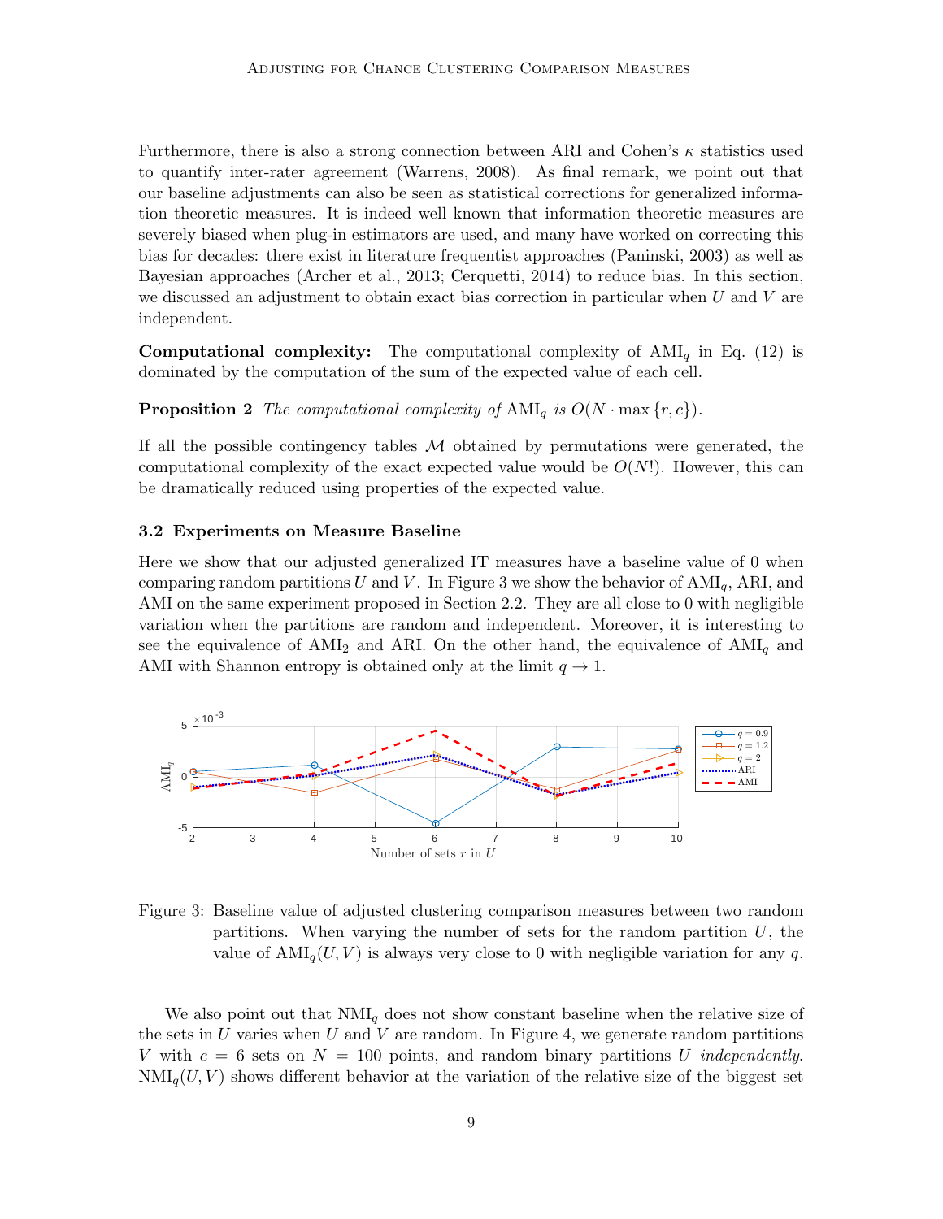Furthermore, there is also a strong connection between ARI and Cohen's $\kappa$ statistics used to quantify inter-rater agreement (Warrens, 2008). As final remark, we point out that our baseline adjustments can also be seen as statistical corrections for generalized information theoretic measures. It is indeed well known that information theoretic measures are severely biased when plug-in estimators are used, and many have worked on correcting this bias for decades: there exist in literature frequentist approaches (Paninski, 2003) as well as Bayesian approaches (Archer et al., 2013; Cerquetti, 2014) to reduce bias. In this section, we discussed an adjustment to obtain exact bias correction in particular when $U$ and $V$ are independent.

**Computational complexity:** The computational complexity of $\text{AMI}_q$ in Eq. (12) is dominated by the computation of the sum of the expected value of each cell.

**Proposition 2** *The computational complexity of* $\text{AMI}_q$ *is* $O(N \cdot \max\{r, c\})$.

If all the possible contingency tables $\mathcal{M}$ obtained by permutations were generated, the computational complexity of the exact expected value would be $O(N!)$. However, this can be dramatically reduced using properties of the expected value.

### 3.2 Experiments on Measure Baseline

Here we show that our adjusted generalized IT measures have a baseline value of 0 when comparing random partitions $U$ and $V$. In Figure 3 we show the behavior of $\text{AMI}_q$, ARI, and AMI on the same experiment proposed in Section 2.2. They are all close to 0 with negligible variation when the partitions are random and independent. Moreover, it is interesting to see the equivalence of $\text{AMI}_2$ and ARI. On the other hand, the equivalence of $\text{AMI}_q$ and AMI with Shannon entropy is obtained only at the limit $q \to 1$.

Figure 3: Baseline value of adjusted clustering comparison measures between two random partitions. When varying the number of sets for the random partition $U$, the value of $\text{AMI}_q(U, V)$ is always very close to 0 with negligible variation for any $q$.

We also point out that $\text{NMI}_q$ does not show constant baseline when the relative size of the sets in $U$ varies when $U$ and $V$ are random. In Figure 4, we generate random partitions $V$ with $c = 6$ sets on $N = 100$ points, and random binary partitions $U$ *independently*. $\text{NMI}_q(U, V)$ shows different behavior at the variation of the relative size of the biggest set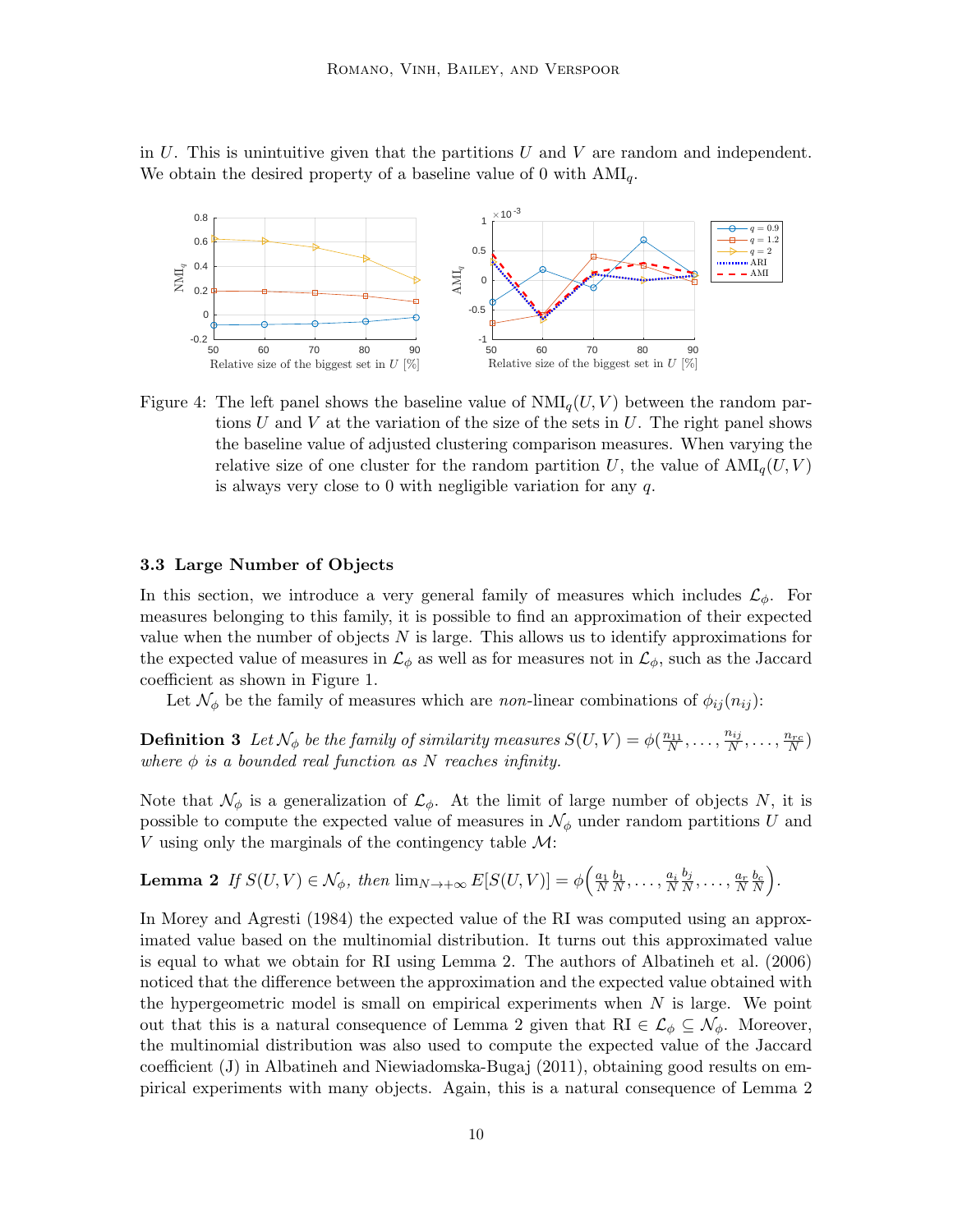in $U$. This is unintuitive given that the partitions $U$ and $V$ are random and independent. We obtain the desired property of a baseline value of 0 with $\text{AMI}_q$.

Figure 4: The left panel shows the baseline value of $\text{NMI}_q(U,V)$ between the random partitions $U$ and $V$ at the variation of the size of the sets in $U$. The right panel shows the baseline value of adjusted clustering comparison measures. When varying the relative size of one cluster for the random partition $U$, the value of $\text{AMI}_q(U,V)$ is always very close to 0 with negligible variation for any $q$.

### 3.3 Large Number of Objects

In this section, we introduce a very general family of measures which includes $\mathcal{L}_\phi$. For measures belonging to this family, it is possible to find an approximation of their expected value when the number of objects $N$ is large. This allows us to identify approximations for the expected value of measures in $\mathcal{L}_\phi$ as well as for measures not in $\mathcal{L}_\phi$, such as the Jaccard coefficient as shown in Figure 1.

Let $\mathcal{N}_\phi$ be the family of measures which are *non*-linear combinations of $\phi_{ij}(n_{ij})$:

**Definition 3** *Let $\mathcal{N}_\phi$ be the family of similarity measures $S(U,V) = \phi(\frac{n_{11}}{N}, \dots, \frac{n_{ij}}{N}, \dots, \frac{n_{rc}}{N})$ where $\phi$ is a bounded real function as $N$ reaches infinity.*

Note that $\mathcal{N}_\phi$ is a generalization of $\mathcal{L}_\phi$. At the limit of large number of objects $N$, it is possible to compute the expected value of measures in $\mathcal{N}_\phi$ under random partitions $U$ and $V$ using only the marginals of the contingency table $\mathcal{M}$:

**Lemma 2** *If $S(U,V) \in \mathcal{N}_\phi$, then $\lim_{N\to+\infty} E[S(U,V)] = \phi\Big(\frac{a_1}{N}\frac{b_1}{N}, \dots, \frac{a_i}{N}\frac{b_j}{N}, \dots, \frac{a_r}{N}\frac{b_c}{N}\Big)$.*

In Morey and Agresti (1984) the expected value of the RI was computed using an approximated value based on the multinomial distribution. It turns out this approximated value is equal to what we obtain for RI using Lemma 2. The authors of Albatineh et al. (2006) noticed that the difference between the approximation and the expected value obtained with the hypergeometric model is small on empirical experiments when $N$ is large. We point out that this is a natural consequence of Lemma 2 given that $\text{RI} \in \mathcal{L}_\phi \subseteq \mathcal{N}_\phi$. Moreover, the multinomial distribution was also used to compute the expected value of the Jaccard coefficient (J) in Albatineh and Niewiadomska-Bugaj (2011), obtaining good results on empirical experiments with many objects. Again, this is a natural consequence of Lemma 2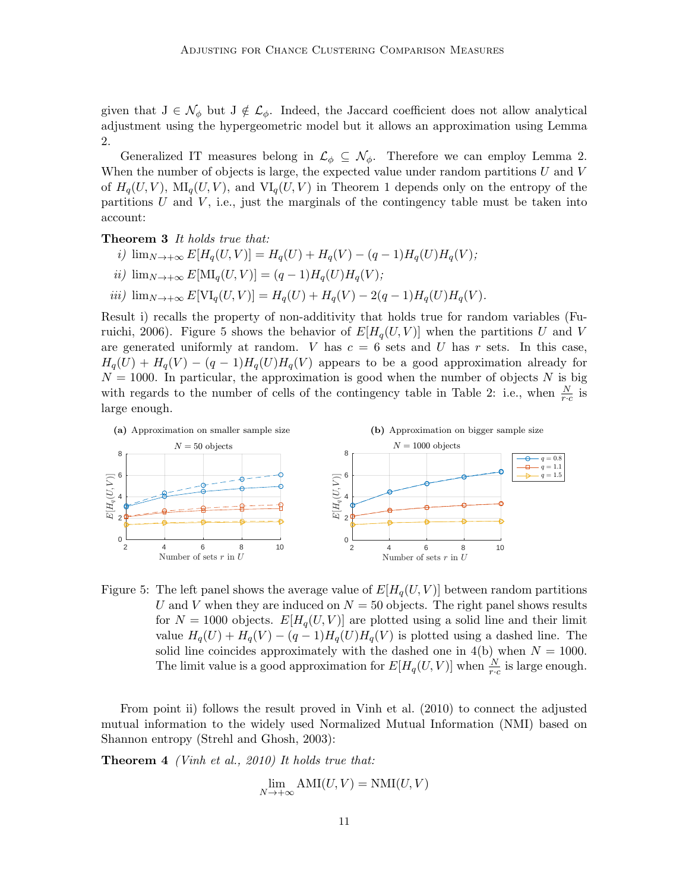given that $\mathrm{J} \in \mathcal{N}_\phi$ but $\mathrm{J} \notin \mathcal{L}_\phi$. Indeed, the Jaccard coefficient does not allow analytical adjustment using the hypergeometric model but it allows an approximation using Lemma 2.

Generalized IT measures belong in $\mathcal{L}_\phi \subseteq \mathcal{N}_\phi$. Therefore we can employ Lemma 2. When the number of objects is large, the expected value under random partitions $U$ and $V$ of $H_q(U,V)$, $\mathrm{MI}_q(U,V)$, and $\mathrm{VI}_q(U,V)$ in Theorem 1 depends only on the entropy of the partitions $U$ and $V$, i.e., just the marginals of the contingency table must be taken into account:

**Theorem 3** *It holds true that:*

*i)* $\lim_{N \to +\infty} E[H_q(U,V)] = H_q(U) + H_q(V) - (q-1)H_q(U)H_q(V)$*;*

*ii)* $\lim_{N \to +\infty} E[\mathrm{MI}_q(U,V)] = (q-1)H_q(U)H_q(V)$*;*

*iii)* $\lim_{N \to +\infty} E[\mathrm{VI}_q(U,V)] = H_q(U) + H_q(V) - 2(q-1)H_q(U)H_q(V)$*.*

Result i) recalls the property of non-additivity that holds true for random variables (Furuichi, 2006). Figure 5 shows the behavior of $E[H_q(U,V)]$ when the partitions $U$ and $V$ are generated uniformly at random. $V$ has $c = 6$ sets and $U$ has $r$ sets. In this case, $H_q(U) + H_q(V) - (q-1)H_q(U)H_q(V)$ appears to be a good approximation already for $N = 1000$. In particular, the approximation is good when the number of objects $N$ is big with regards to the number of cells of the contingency table in Table 2: i.e., when $\frac{N}{r \cdot c}$ is large enough.

**(a)** Approximation on smaller sample size

**(b)** Approximation on bigger sample size

Figure 5: The left panel shows the average value of $E[H_q(U,V)]$ between random partitions $U$ and $V$ when they are induced on $N = 50$ objects. The right panel shows results for $N = 1000$ objects. $E[H_q(U,V)]$ are plotted using a solid line and their limit value $H_q(U) + H_q(V) - (q-1)H_q(U)H_q(V)$ is plotted using a dashed line. The solid line coincides approximately with the dashed one in 4(b) when $N = 1000$. The limit value is a good approximation for $E[H_q(U,V)]$ when $\frac{N}{r \cdot c}$ is large enough.

From point ii) follows the result proved in Vinh et al. (2010) to connect the adjusted mutual information to the widely used Normalized Mutual Information (NMI) based on Shannon entropy (Strehl and Ghosh, 2003):

**Theorem 4** *(Vinh et al., 2010) It holds true that:*

$$\lim_{N \to +\infty} \mathrm{AMI}(U,V) = \mathrm{NMI}(U,V)$$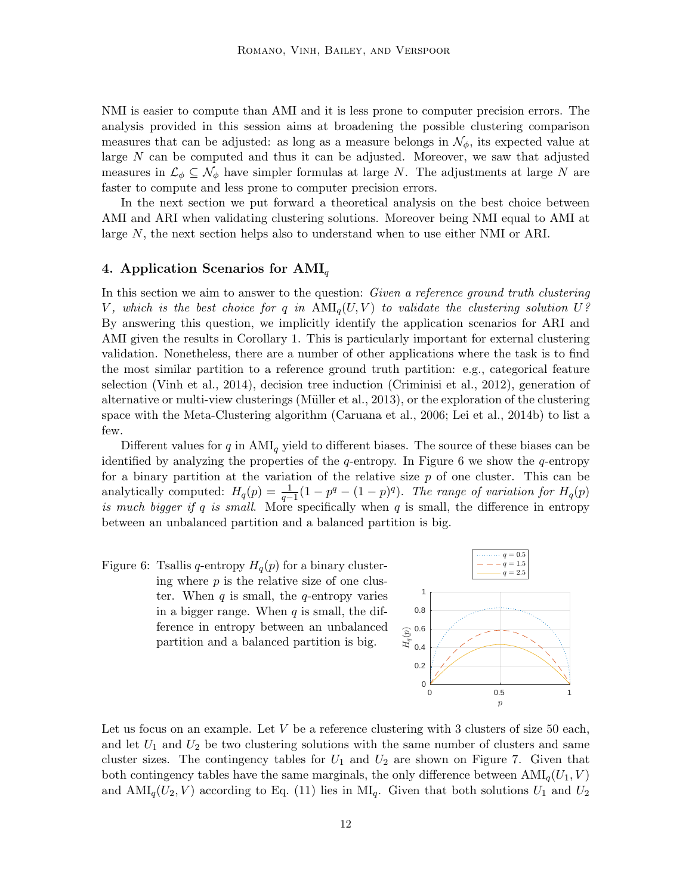NMI is easier to compute than AMI and it is less prone to computer precision errors. The analysis provided in this session aims at broadening the possible clustering comparison measures that can be adjusted: as long as a measure belongs in $\mathcal{N}_\phi$, its expected value at large $N$ can be computed and thus it can be adjusted. Moreover, we saw that adjusted measures in $\mathcal{L}_\phi \subseteq \mathcal{N}_\phi$ have simpler formulas at large $N$. The adjustments at large $N$ are faster to compute and less prone to computer precision errors.

In the next section we put forward a theoretical analysis on the best choice between AMI and ARI when validating clustering solutions. Moreover being NMI equal to AMI at large $N$, the next section helps also to understand when to use either NMI or ARI.

## 4. Application Scenarios for $\text{AMI}_q$

In this section we aim to answer to the question: *Given a reference ground truth clustering $V$, which is the best choice for $q$ in $\text{AMI}_q(U, V)$ to validate the clustering solution $U$?* By answering this question, we implicitly identify the application scenarios for ARI and AMI given the results in Corollary 1. This is particularly important for external clustering validation. Nonetheless, there are a number of other applications where the task is to find the most similar partition to a reference ground truth partition: e.g., categorical feature selection (Vinh et al., 2014), decision tree induction (Criminisi et al., 2012), generation of alternative or multi-view clusterings (Müller et al., 2013), or the exploration of the clustering space with the Meta-Clustering algorithm (Caruana et al., 2006; Lei et al., 2014b) to list a few.

Different values for $q$ in $\text{AMI}_q$ yield to different biases. The source of these biases can be identified by analyzing the properties of the $q$-entropy. In Figure 6 we show the $q$-entropy for a binary partition at the variation of the relative size $p$ of one cluster. This can be analytically computed: $H_q(p) = \frac{1}{q-1}(1 - p^q - (1-p)^q)$. *The range of variation for $H_q(p)$ is much bigger if $q$ is small*. More specifically when $q$ is small, the difference in entropy between an unbalanced partition and a balanced partition is big.

Figure 6: Tsallis $q$-entropy $H_q(p)$ for a binary clustering where $p$ is the relative size of one cluster. When $q$ is small, the $q$-entropy varies in a bigger range. When $q$ is small, the difference in entropy between an unbalanced partition and a balanced partition is big.

Let us focus on an example. Let $V$ be a reference clustering with 3 clusters of size 50 each, and let $U_1$ and $U_2$ be two clustering solutions with the same number of clusters and same cluster sizes. The contingency tables for $U_1$ and $U_2$ are shown on Figure 7. Given that both contingency tables have the same marginals, the only difference between $\text{AMI}_q(U_1, V)$ and $\text{AMI}_q(U_2, V)$ according to Eq. (11) lies in $\text{MI}_q$. Given that both solutions $U_1$ and $U_2$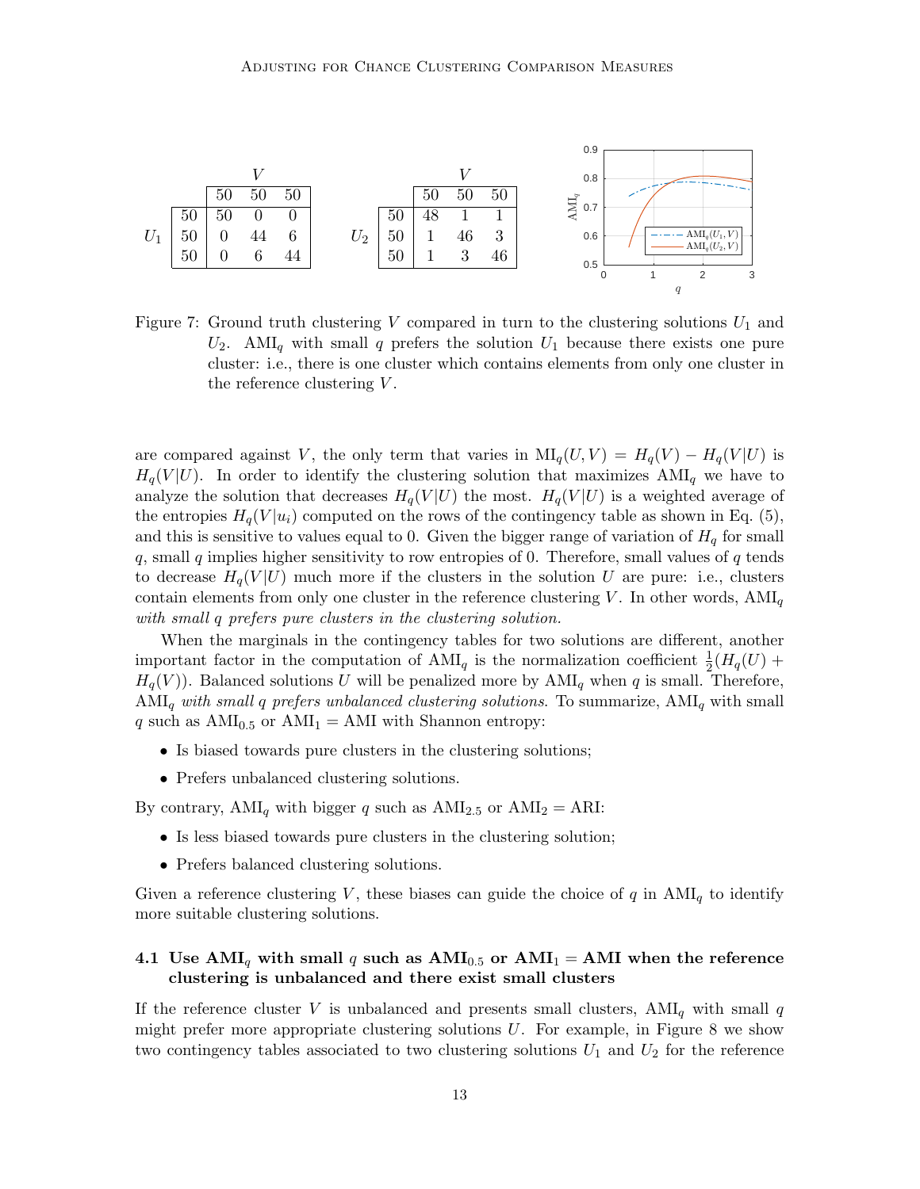|  |  | $V$ |  |  |
|---|---|---|---|---|
|  |  | 50 | 50 | 50 |
| $U_1$ | 50 | 50 | 0 | 0 |
|  | 50 | 0 | 44 | 6 |
|  | 50 | 0 | 6 | 44 |

|  |  | $V$ |  |  |
|---|---|---|---|---|
|  |  | 50 | 50 | 50 |
| $U_2$ | 50 | 48 | 1 | 1 |
|  | 50 | 1 | 46 | 3 |
|  | 50 | 1 | 3 | 46 |

Figure 7: Ground truth clustering $V$ compared in turn to the clustering solutions $U_1$ and $U_2$. $\text{AMI}_q$ with small $q$ prefers the solution $U_1$ because there exists one pure cluster: i.e., there is one cluster which contains elements from only one cluster in the reference clustering $V$.

are compared against $V$, the only term that varies in $\text{MI}_q(U, V) = H_q(V) - H_q(V|U)$ is $H_q(V|U)$. In order to identify the clustering solution that maximizes $\text{AMI}_q$ we have to analyze the solution that decreases $H_q(V|U)$ the most. $H_q(V|U)$ is a weighted average of the entropies $H_q(V|u_i)$ computed on the rows of the contingency table as shown in Eq. (5), and this is sensitive to values equal to 0. Given the bigger range of variation of $H_q$ for small $q$, small $q$ implies higher sensitivity to row entropies of 0. Therefore, small values of $q$ tends to decrease $H_q(V|U)$ much more if the clusters in the solution $U$ are pure: i.e., clusters contain elements from only one cluster in the reference clustering $V$. In other words, $\text{AMI}_q$ *with small $q$ prefers pure clusters in the clustering solution.*

When the marginals in the contingency tables for two solutions are different, another important factor in the computation of $\text{AMI}_q$ is the normalization coefficient $\frac{1}{2}(H_q(U) + H_q(V))$. Balanced solutions $U$ will be penalized more by $\text{AMI}_q$ when $q$ is small. Therefore, $\text{AMI}_q$ *with small $q$ prefers unbalanced clustering solutions.* To summarize, $\text{AMI}_q$ with small $q$ such as $\text{AMI}_{0.5}$ or $\text{AMI}_1 = \text{AMI}$ with Shannon entropy:

- Is biased towards pure clusters in the clustering solutions;
- Prefers unbalanced clustering solutions.

By contrary, $\text{AMI}_q$ with bigger $q$ such as $\text{AMI}_{2.5}$ or $\text{AMI}_2 = \text{ARI}$:

- Is less biased towards pure clusters in the clustering solution;
- Prefers balanced clustering solutions.

Given a reference clustering $V$, these biases can guide the choice of $q$ in $\text{AMI}_q$ to identify more suitable clustering solutions.

### 4.1 Use $\text{AMI}_q$ with small $q$ such as $\text{AMI}_{0.5}$ or $\text{AMI}_1 = \text{AMI}$ when the reference clustering is unbalanced and there exist small clusters

If the reference cluster $V$ is unbalanced and presents small clusters, $\text{AMI}_q$ with small $q$ might prefer more appropriate clustering solutions $U$. For example, in Figure 8 we show two contingency tables associated to two clustering solutions $U_1$ and $U_2$ for the reference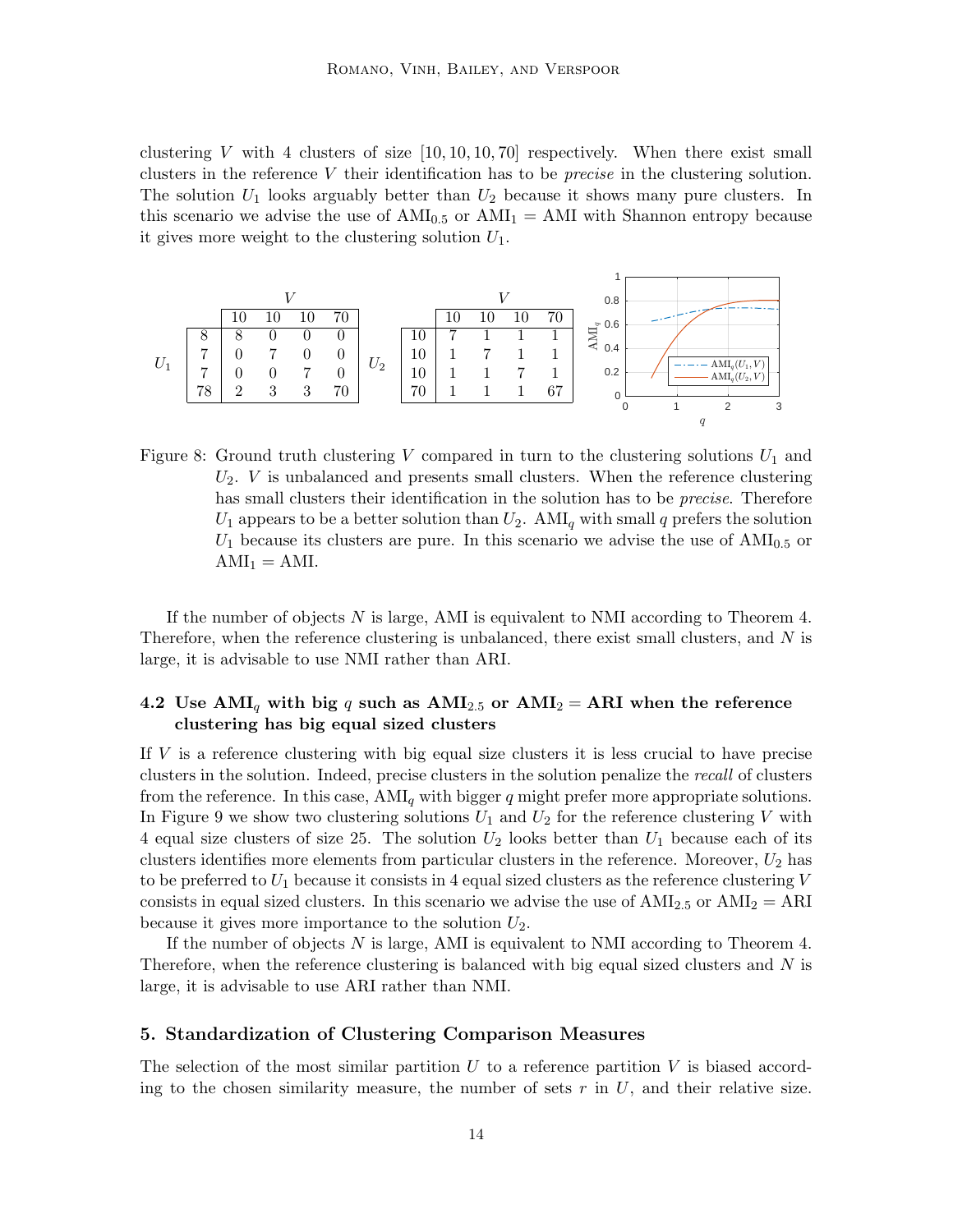clustering $V$ with 4 clusters of size $[10, 10, 10, 70]$ respectively. When there exist small clusters in the reference $V$ their identification has to be *precise* in the clustering solution. The solution $U_1$ looks arguably better than $U_2$ because it shows many pure clusters. In this scenario we advise the use of $\text{AMI}_{0.5}$ or $\text{AMI}_1 = \text{AMI}$ with Shannon entropy because it gives more weight to the clustering solution $U_1$.

$U_1$ vs $V$:

| | 10 | 10 | 10 | 70 |
|---|---|---|---|---|
| 8 | 8 | 0 | 0 | 0 |
| 7 | 0 | 7 | 0 | 0 |
| 7 | 0 | 0 | 7 | 0 |
| 78 | 2 | 3 | 3 | 70 |

$U_2$ vs $V$:

| | 10 | 10 | 10 | 70 |
|---|---|---|---|---|
| 10 | 7 | 1 | 1 | 1 |
| 10 | 1 | 7 | 1 | 1 |
| 10 | 1 | 1 | 7 | 1 |
| 70 | 1 | 1 | 1 | 67 |

Figure 8: Ground truth clustering $V$ compared in turn to the clustering solutions $U_1$ and $U_2$. $V$ is unbalanced and presents small clusters. When the reference clustering has small clusters their identification in the solution has to be *precise*. Therefore $U_1$ appears to be a better solution than $U_2$. $\text{AMI}_q$ with small $q$ prefers the solution $U_1$ because its clusters are pure. In this scenario we advise the use of $\text{AMI}_{0.5}$ or $\text{AMI}_1 = \text{AMI}$.

If the number of objects $N$ is large, AMI is equivalent to NMI according to Theorem 4. Therefore, when the reference clustering is unbalanced, there exist small clusters, and $N$ is large, it is advisable to use NMI rather than ARI.

### 4.2 Use $\text{AMI}_q$ with big $q$ such as $\text{AMI}_{2.5}$ or $\text{AMI}_2 = \text{ARI}$ when the reference clustering has big equal sized clusters

If $V$ is a reference clustering with big equal size clusters it is less crucial to have precise clusters in the solution. Indeed, precise clusters in the solution penalize the *recall* of clusters from the reference. In this case, $\text{AMI}_q$ with bigger $q$ might prefer more appropriate solutions. In Figure 9 we show two clustering solutions $U_1$ and $U_2$ for the reference clustering $V$ with 4 equal size clusters of size 25. The solution $U_2$ looks better than $U_1$ because each of its clusters identifies more elements from particular clusters in the reference. Moreover, $U_2$ has to be preferred to $U_1$ because it consists in 4 equal sized clusters as the reference clustering $V$ consists in equal sized clusters. In this scenario we advise the use of $\text{AMI}_{2.5}$ or $\text{AMI}_2 = \text{ARI}$ because it gives more importance to the solution $U_2$.

If the number of objects $N$ is large, AMI is equivalent to NMI according to Theorem 4. Therefore, when the reference clustering is balanced with big equal sized clusters and $N$ is large, it is advisable to use ARI rather than NMI.

## 5. Standardization of Clustering Comparison Measures

The selection of the most similar partition $U$ to a reference partition $V$ is biased according to the chosen similarity measure, the number of sets $r$ in $U$, and their relative size.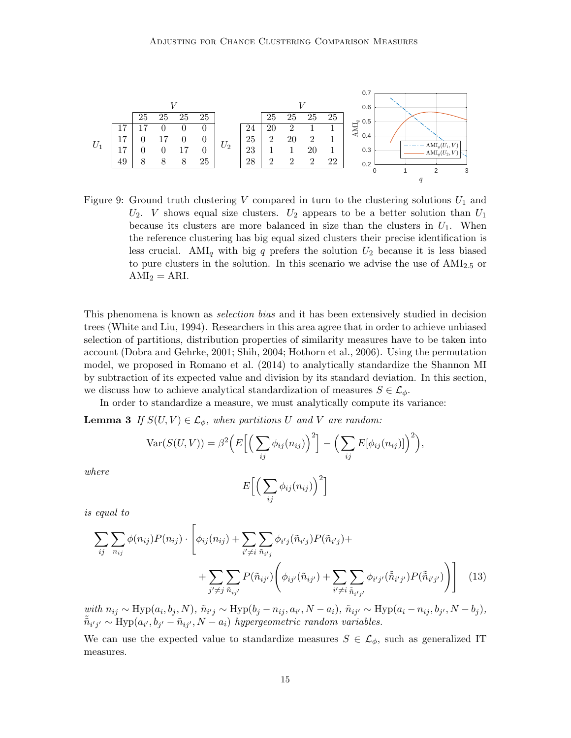| | | $V$ | | | |
|---|---|---|---|---|---|
| | | 25 | 25 | 25 | 25 |
| $U_1$ | 17 | 17 | 0 | 0 | 0 |
| | 17 | 0 | 17 | 0 | 0 |
| | 17 | 0 | 0 | 17 | 0 |
| | 49 | 8 | 8 | 8 | 25 |

| | | $V$ | | | |
|---|---|---|---|---|---|
| | | 25 | 25 | 25 | 25 |
| $U_2$ | 24 | 20 | 2 | 1 | 1 |
| | 25 | 2 | 20 | 2 | 1 |
| | 23 | 1 | 1 | 20 | 1 |
| | 28 | 2 | 2 | 2 | 22 |

Figure 9: Ground truth clustering $V$ compared in turn to the clustering solutions $U_1$ and $U_2$. $V$ shows equal size clusters. $U_2$ appears to be a better solution than $U_1$ because its clusters are more balanced in size than the clusters in $U_1$. When the reference clustering has big equal sized clusters their precise identification is less crucial. $\text{AMI}_q$ with big $q$ prefers the solution $U_2$ because it is less biased to pure clusters in the solution. In this scenario we advise the use of $\text{AMI}_{2.5}$ or $\text{AMI}_2 = \text{ARI}$.

This phenomena is known as *selection bias* and it has been extensively studied in decision trees (White and Liu, 1994). Researchers in this area agree that in order to achieve unbiased selection of partitions, distribution properties of similarity measures have to be taken into account (Dobra and Gehrke, 2001; Shih, 2004; Hothorn et al., 2006). Using the permutation model, we proposed in Romano et al. (2014) to analytically standardize the Shannon MI by subtraction of its expected value and division by its standard deviation. In this section, we discuss how to achieve analytical standardization of measures $S \in \mathcal{L}_\phi$.

In order to standardize a measure, we must analytically compute its variance:

**Lemma 3** *If $S(U,V) \in \mathcal{L}_\phi$, when partitions $U$ and $V$ are random:*

$$\text{Var}(S(U,V)) = \beta^2 \Big( E\Big[ \Big( \sum_{ij} \phi_{ij}(n_{ij}) \Big)^2 \Big] - \Big( \sum_{ij} E[\phi_{ij}(n_{ij})] \Big)^2 \Big),$$

*where*

$$E\Big[ \Big( \sum_{ij} \phi_{ij}(n_{ij}) \Big)^2 \Big]$$

*is equal to*

$$\sum_{ij} \sum_{n_{ij}} \phi(n_{ij}) P(n_{ij}) \cdot \Bigg[ \phi_{ij}(n_{ij}) + \sum_{i' \neq i} \sum_{\tilde{n}_{i'j}} \phi_{i'j}(\tilde{n}_{i'j}) P(\tilde{n}_{i'j}) + \\ + \sum_{j' \neq j} \sum_{\tilde{n}_{ij'}} P(\tilde{n}_{ij'}) \bigg( \phi_{ij'}(\tilde{n}_{ij'}) + \sum_{i' \neq i} \sum_{\tilde{\tilde{n}}_{i'j'}} \phi_{i'j'}(\tilde{\tilde{n}}_{i'j'}) P(\tilde{\tilde{n}}_{i'j'}) \bigg) \Bigg] \quad (13)$$

*with $n_{ij} \sim \text{Hyp}(a_i, b_j, N)$, $\tilde{n}_{i'j} \sim \text{Hyp}(b_j - n_{ij}, a_{i'}, N - a_i)$, $\tilde{n}_{ij'} \sim \text{Hyp}(a_i - n_{ij}, b_{j'}, N - b_j)$, $\tilde{\tilde{n}}_{i'j'} \sim \text{Hyp}(a_{i'}, b_{j'} - \tilde{n}_{ij'}, N - a_i)$ hypergeometric random variables.*

We can use the expected value to standardize measures $S \in \mathcal{L}_\phi$, such as generalized IT measures.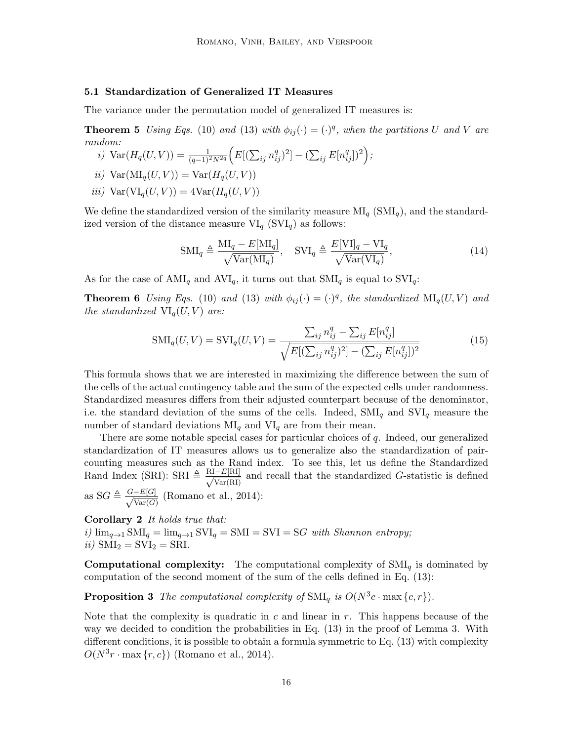### 5.1 Standardization of Generalized IT Measures

The variance under the permutation model of generalized IT measures is:

**Theorem 5** *Using Eqs.* (10) *and* (13) *with* $\phi_{ij}(\cdot) = (\cdot)^q$, *when the partitions* $U$ *and* $V$ *are random:*

*i)* $\text{Var}(H_q(U,V)) = \frac{1}{(q-1)^2 N^{2q}} \Big( E[(\sum_{ij} n_{ij}^q)^2] - (\sum_{ij} E[n_{ij}^q])^2 \Big)$;

*ii)* $\text{Var}(\text{MI}_q(U,V)) = \text{Var}(H_q(U,V))$

*iii)* $\text{Var}(\text{VI}_q(U,V)) = 4\text{Var}(H_q(U,V))$

We define the standardized version of the similarity measure $\text{MI}_q$ ($\text{SMI}_q$), and the standardized version of the distance measure $\text{VI}_q$ ($\text{SVI}_q$) as follows:

$$\text{SMI}_q \triangleq \frac{\text{MI}_q - E[\text{MI}_q]}{\sqrt{\text{Var}(\text{MI}_q)}}, \quad \text{SVI}_q \triangleq \frac{E[\text{VI}]_q - \text{VI}_q}{\sqrt{\text{Var}(\text{VI}_q)}}, \tag{14}$$

As for the case of $\text{AMI}_q$ and $\text{AVI}_q$, it turns out that $\text{SMI}_q$ is equal to $\text{SVI}_q$:

**Theorem 6** *Using Eqs.* (10) *and* (13) *with* $\phi_{ij}(\cdot) = (\cdot)^q$, *the standardized* $\text{MI}_q(U,V)$ *and the standardized* $\text{VI}_q(U,V)$ *are:*

$$\text{SMI}_q(U,V) = \text{SVI}_q(U,V) = \frac{\sum_{ij} n_{ij}^q - \sum_{ij} E[n_{ij}^q]}{\sqrt{E[(\sum_{ij} n_{ij}^q)^2] - (\sum_{ij} E[n_{ij}^q])^2}} \tag{15}$$

This formula shows that we are interested in maximizing the difference between the sum of the cells of the actual contingency table and the sum of the expected cells under randomness. Standardized measures differs from their adjusted counterpart because of the denominator, i.e. the standard deviation of the sums of the cells. Indeed, $\text{SMI}_q$ and $\text{SVI}_q$ measure the number of standard deviations $\text{MI}_q$ and $\text{VI}_q$ are from their mean.

There are some notable special cases for particular choices of $q$. Indeed, our generalized standardization of IT measures allows us to generalize also the standardization of pair-counting measures such as the Rand index. To see this, let us define the Standardized Rand Index (SRI): $\text{SRI} \triangleq \frac{\text{RI} - E[\text{RI}]}{\sqrt{\text{Var}(\text{RI})}}$ and recall that the standardized $G$-statistic is defined as $\text{S}G \triangleq \frac{G - E[G]}{\sqrt{\text{Var}(G)}}$ (Romano et al., 2014):

**Corollary 2** *It holds true that:*
*i)* $\lim_{q \to 1} \text{SMI}_q = \lim_{q \to 1} \text{SVI}_q = \text{SMI} = \text{SVI} = \text{S}G$ *with Shannon entropy;*
*ii)* $\text{SMI}_2 = \text{SVI}_2 = \text{SRI}$.

**Computational complexity:** The computational complexity of $\text{SMI}_q$ is dominated by computation of the second moment of the sum of the cells defined in Eq. (13):

**Proposition 3** *The computational complexity of* $\text{SMI}_q$ *is* $O(N^3 c \cdot \max\{c, r\})$.

Note that the complexity is quadratic in $c$ and linear in $r$. This happens because of the way we decided to condition the probabilities in Eq. (13) in the proof of Lemma 3. With different conditions, it is possible to obtain a formula symmetric to Eq. (13) with complexity $O(N^3 r \cdot \max\{r, c\})$ (Romano et al., 2014).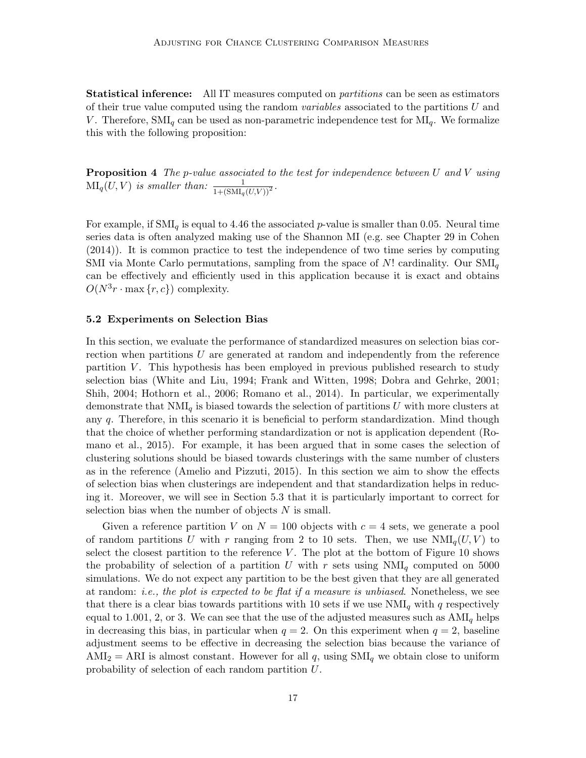**Statistical inference:** All IT measures computed on *partitions* can be seen as estimators of their true value computed using the random *variables* associated to the partitions $U$ and $V$. Therefore, $\text{SMI}_q$ can be used as non-parametric independence test for $\text{MI}_q$. We formalize this with the following proposition:

**Proposition 4** *The p-value associated to the test for independence between $U$ and $V$ using $\text{MI}_q(U,V)$ is smaller than:* $\frac{1}{1+(\text{SMI}_q(U,V))^2}$.

For example, if $\text{SMI}_q$ is equal to 4.46 the associated $p$-value is smaller than 0.05. Neural time series data is often analyzed making use of the Shannon MI (e.g. see Chapter 29 in Cohen (2014)). It is common practice to test the independence of two time series by computing SMI via Monte Carlo permutations, sampling from the space of $N!$ cardinality. Our $\text{SMI}_q$ can be effectively and efficiently used in this application because it is exact and obtains $O(N^3 r \cdot \max\{r,c\})$ complexity.

### 5.2 Experiments on Selection Bias

In this section, we evaluate the performance of standardized measures on selection bias correction when partitions $U$ are generated at random and independently from the reference partition $V$. This hypothesis has been employed in previous published research to study selection bias (White and Liu, 1994; Frank and Witten, 1998; Dobra and Gehrke, 2001; Shih, 2004; Hothorn et al., 2006; Romano et al., 2014). In particular, we experimentally demonstrate that $\text{NMI}_q$ is biased towards the selection of partitions $U$ with more clusters at any $q$. Therefore, in this scenario it is beneficial to perform standardization. Mind though that the choice of whether performing standardization or not is application dependent (Romano et al., 2015). For example, it has been argued that in some cases the selection of clustering solutions should be biased towards clusterings with the same number of clusters as in the reference (Amelio and Pizzuti, 2015). In this section we aim to show the effects of selection bias when clusterings are independent and that standardization helps in reducing it. Moreover, we will see in Section 5.3 that it is particularly important to correct for selection bias when the number of objects $N$ is small.

Given a reference partition $V$ on $N = 100$ objects with $c = 4$ sets, we generate a pool of random partitions $U$ with $r$ ranging from 2 to 10 sets. Then, we use $\text{NMI}_q(U,V)$ to select the closest partition to the reference $V$. The plot at the bottom of Figure 10 shows the probability of selection of a partition $U$ with $r$ sets using $\text{NMI}_q$ computed on 5000 simulations. We do not expect any partition to be the best given that they are all generated at random: *i.e., the plot is expected to be flat if a measure is unbiased*. Nonetheless, we see that there is a clear bias towards partitions with 10 sets if we use $\text{NMI}_q$ with $q$ respectively equal to 1.001, 2, or 3. We can see that the use of the adjusted measures such as $\text{AMI}_q$ helps in decreasing this bias, in particular when $q = 2$. On this experiment when $q = 2$, baseline adjustment seems to be effective in decreasing the selection bias because the variance of $\text{AMI}_2 = \text{ARI}$ is almost constant. However for all $q$, using $\text{SMI}_q$ we obtain close to uniform probability of selection of each random partition $U$.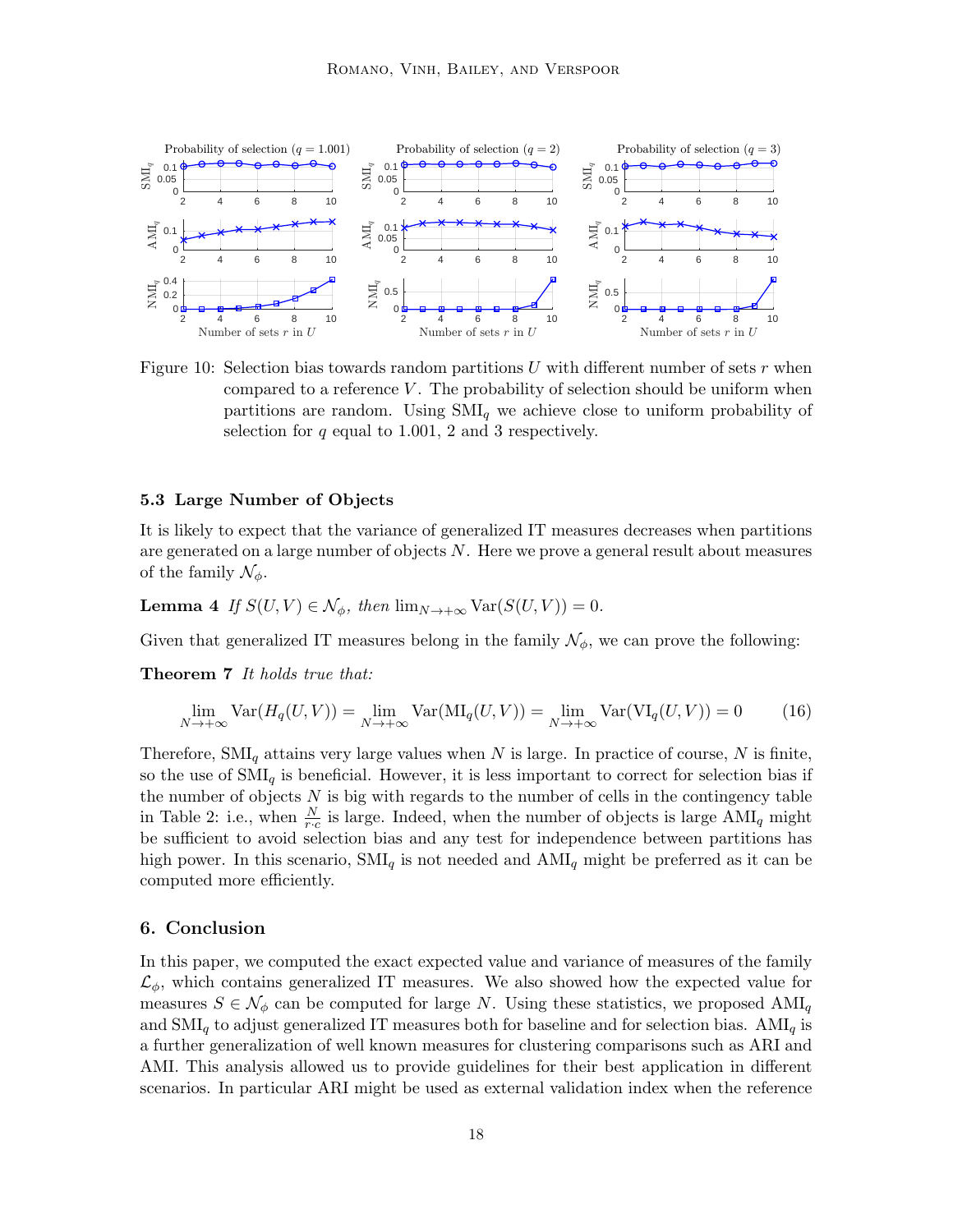Figure 10: Selection bias towards random partitions $U$ with different number of sets $r$ when compared to a reference $V$. The probability of selection should be uniform when partitions are random. Using $\text{SMI}_q$ we achieve close to uniform probability of selection for $q$ equal to 1.001, 2 and 3 respectively.

### 5.3 Large Number of Objects

It is likely to expect that the variance of generalized IT measures decreases when partitions are generated on a large number of objects $N$. Here we prove a general result about measures of the family $\mathcal{N}_\phi$.

**Lemma 4** *If $S(U,V) \in \mathcal{N}_\phi$, then $\lim_{N\to+\infty} \text{Var}(S(U,V)) = 0$.*

Given that generalized IT measures belong in the family $\mathcal{N}_\phi$, we can prove the following:

**Theorem 7** *It holds true that:*

$$\lim_{N\to+\infty} \text{Var}(H_q(U,V)) = \lim_{N\to+\infty} \text{Var}(\text{MI}_q(U,V)) = \lim_{N\to+\infty} \text{Var}(\text{VI}_q(U,V)) = 0 \tag{16}$$

Therefore, $\text{SMI}_q$ attains very large values when $N$ is large. In practice of course, $N$ is finite, so the use of $\text{SMI}_q$ is beneficial. However, it is less important to correct for selection bias if the number of objects $N$ is big with regards to the number of cells in the contingency table in Table 2: i.e., when $\frac{N}{r\cdot c}$ is large. Indeed, when the number of objects is large $\text{AMI}_q$ might be sufficient to avoid selection bias and any test for independence between partitions has high power. In this scenario, $\text{SMI}_q$ is not needed and $\text{AMI}_q$ might be preferred as it can be computed more efficiently.

## 6. Conclusion

In this paper, we computed the exact expected value and variance of measures of the family $\mathcal{L}_\phi$, which contains generalized IT measures. We also showed how the expected value for measures $S \in \mathcal{N}_\phi$ can be computed for large $N$. Using these statistics, we proposed $\text{AMI}_q$ and $\text{SMI}_q$ to adjust generalized IT measures both for baseline and for selection bias. $\text{AMI}_q$ is a further generalization of well known measures for clustering comparisons such as ARI and AMI. This analysis allowed us to provide guidelines for their best application in different scenarios. In particular ARI might be used as external validation index when the reference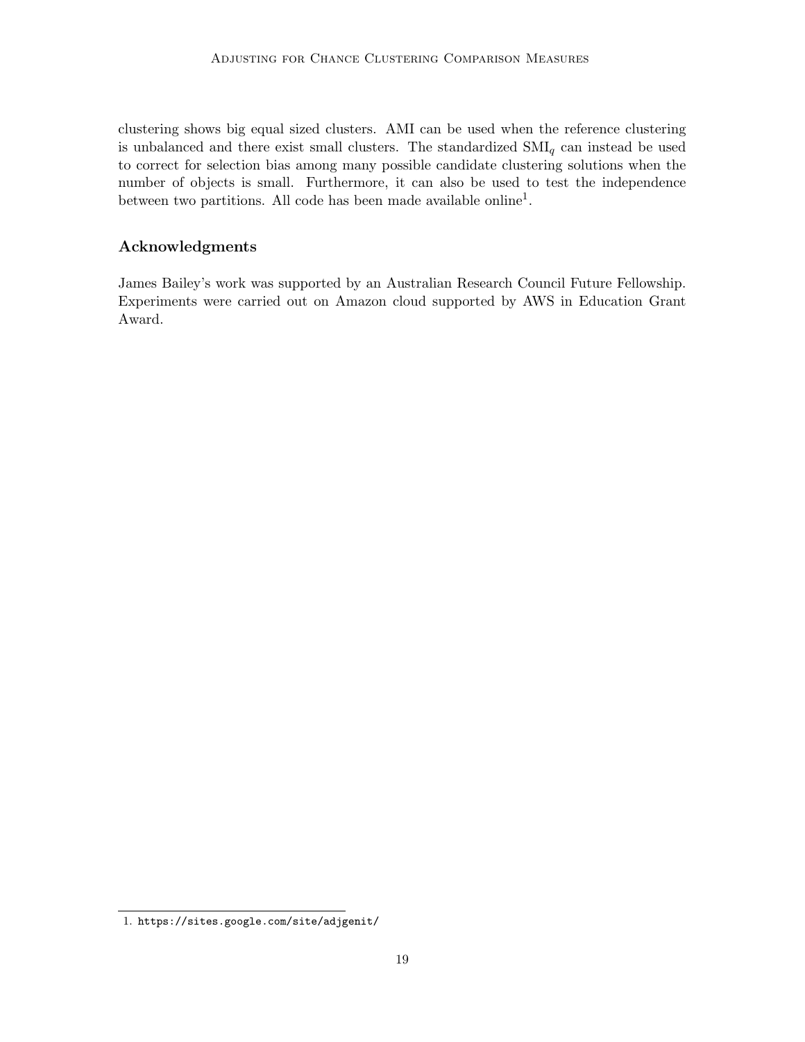clustering shows big equal sized clusters. AMI can be used when the reference clustering is unbalanced and there exist small clusters. The standardized $\text{SMI}_q$ can instead be used to correct for selection bias among many possible candidate clustering solutions when the number of objects is small. Furthermore, it can also be used to test the independence between two partitions. All code has been made available online[1].

## Acknowledgments

James Bailey's work was supported by an Australian Research Council Future Fellowship. Experiments were carried out on Amazon cloud supported by AWS in Education Grant Award.

---

1. `https://sites.google.com/site/adjgenit/`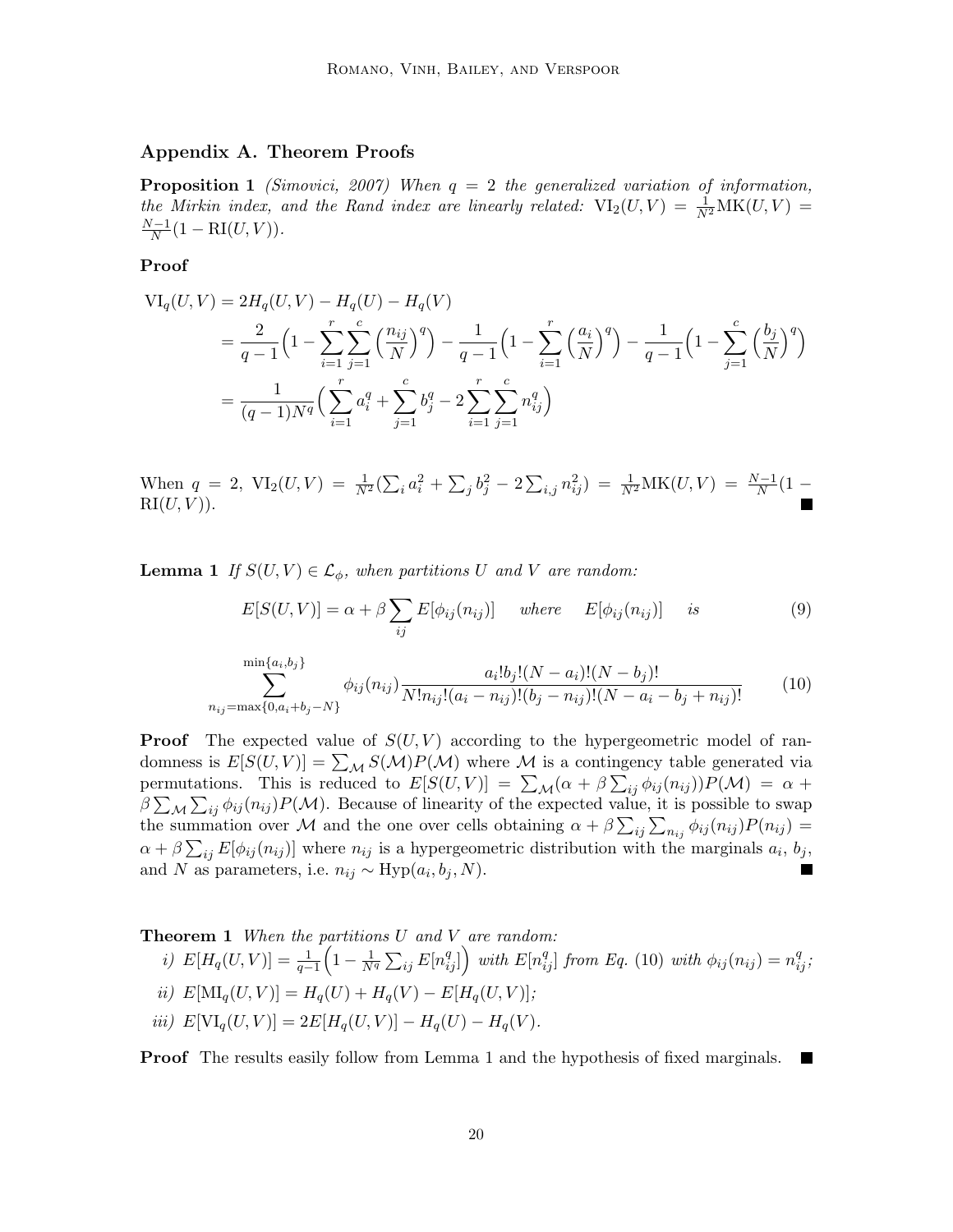## Appendix A. Theorem Proofs

**Proposition 1** *(Simovici, 2007) When $q = 2$ the generalized variation of information, the Mirkin index, and the Rand index are linearly related:* $\text{VI}_2(U,V) = \frac{1}{N^2}\text{MK}(U,V) = \frac{N-1}{N}(1 - \text{RI}(U,V))$.

**Proof**

$$
\begin{aligned}
\text{VI}_q(U,V) &= 2H_q(U,V) - H_q(U) - H_q(V) \\
&= \frac{2}{q-1}\Big(1 - \sum_{i=1}^{r}\sum_{j=1}^{c}\Big(\frac{n_{ij}}{N}\Big)^q\Big) - \frac{1}{q-1}\Big(1 - \sum_{i=1}^{r}\Big(\frac{a_i}{N}\Big)^q\Big) - \frac{1}{q-1}\Big(1 - \sum_{j=1}^{c}\Big(\frac{b_j}{N}\Big)^q\Big) \\
&= \frac{1}{(q-1)N^q}\Big(\sum_{i=1}^{r} a_i^q + \sum_{j=1}^{c} b_j^q - 2\sum_{i=1}^{r}\sum_{j=1}^{c} n_{ij}^q\Big)
\end{aligned}
$$

When $q = 2$, $\text{VI}_2(U,V) = \frac{1}{N^2}(\sum_i a_i^2 + \sum_j b_j^2 - 2\sum_{i,j} n_{ij}^2) = \frac{1}{N^2}\text{MK}(U,V) = \frac{N-1}{N}(1 - \text{RI}(U,V))$. ■

**Lemma 1** *If $S(U,V) \in \mathcal{L}_\phi$, when partitions $U$ and $V$ are random:*

$$
E[S(U,V)] = \alpha + \beta \sum_{ij} E[\phi_{ij}(n_{ij})] \quad \textit{where} \quad E[\phi_{ij}(n_{ij})] \quad \textit{is} \tag{9}
$$

$$
\sum_{n_{ij}=\max\{0, a_i+b_j-N\}}^{\min\{a_i,b_j\}} \phi_{ij}(n_{ij}) \frac{a_i! b_j! (N-a_i)! (N-b_j)!}{N! n_{ij}! (a_i - n_{ij})! (b_j - n_{ij})! (N - a_i - b_j + n_{ij})!} \tag{10}
$$

**Proof** The expected value of $S(U,V)$ according to the hypergeometric model of randomness is $E[S(U,V)] = \sum_{\mathcal{M}} S(\mathcal{M})P(\mathcal{M})$ where $\mathcal{M}$ is a contingency table generated via permutations. This is reduced to $E[S(U,V)] = \sum_{\mathcal{M}}(\alpha + \beta\sum_{ij}\phi_{ij}(n_{ij}))P(\mathcal{M}) = \alpha + \beta\sum_{\mathcal{M}}\sum_{ij}\phi_{ij}(n_{ij})P(\mathcal{M})$. Because of linearity of the expected value, it is possible to swap the summation over $\mathcal{M}$ and the one over cells obtaining $\alpha + \beta\sum_{ij}\sum_{n_{ij}}\phi_{ij}(n_{ij})P(n_{ij}) = \alpha + \beta\sum_{ij}E[\phi_{ij}(n_{ij})]$ where $n_{ij}$ is a hypergeometric distribution with the marginals $a_i$, $b_j$, and $N$ as parameters, i.e. $n_{ij} \sim \text{Hyp}(a_i, b_j, N)$. ■

**Theorem 1** *When the partitions $U$ and $V$ are random:*

*i)* $E[H_q(U,V)] = \frac{1}{q-1}\Big(1 - \frac{1}{N^q}\sum_{ij}E[n_{ij}^q]\Big)$ *with* $E[n_{ij}^q]$ *from Eq. (10) with* $\phi_{ij}(n_{ij}) = n_{ij}^q$*;*

*ii)* $E[\text{MI}_q(U,V)] = H_q(U) + H_q(V) - E[H_q(U,V)]$*;*

*iii)* $E[\text{VI}_q(U,V)] = 2E[H_q(U,V)] - H_q(U) - H_q(V)$.

**Proof** The results easily follow from Lemma 1 and the hypothesis of fixed marginals. ■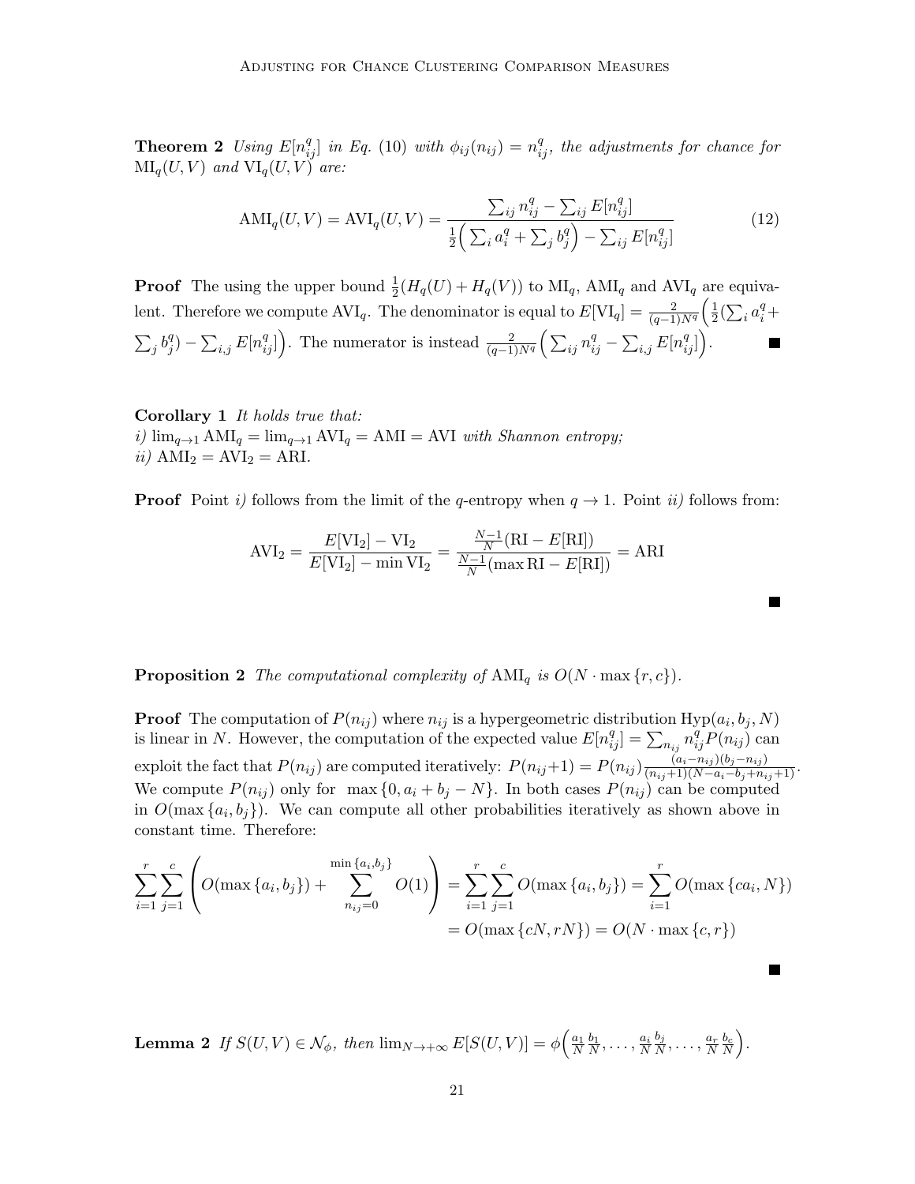**Theorem 2** *Using $E[n_{ij}^q]$ in Eq. (10) with $\phi_{ij}(n_{ij}) = n_{ij}^q$, the adjustments for chance for $\mathrm{MI}_q(U,V)$ and $\mathrm{VI}_q(U,V)$ are:*

$$\mathrm{AMI}_q(U,V) = \mathrm{AVI}_q(U,V) = \frac{\sum_{ij} n_{ij}^q - \sum_{ij} E[n_{ij}^q]}{\frac{1}{2}\Big(\sum_i a_i^q + \sum_j b_j^q\Big) - \sum_{ij} E[n_{ij}^q]} \tag{12}$$

**Proof** The using the upper bound $\frac{1}{2}(H_q(U) + H_q(V))$ to $\mathrm{MI}_q$, $\mathrm{AMI}_q$ and $\mathrm{AVI}_q$ are equivalent. Therefore we compute $\mathrm{AVI}_q$. The denominator is equal to $E[\mathrm{VI}_q] = \frac{2}{(q-1)N^q}\Big(\frac{1}{2}(\sum_i a_i^q + \sum_j b_j^q) - \sum_{i,j} E[n_{ij}^q]\Big)$. The numerator is instead $\frac{2}{(q-1)N^q}\Big(\sum_{ij} n_{ij}^q - \sum_{i,j} E[n_{ij}^q]\Big)$. ∎

**Corollary 1** *It holds true that:*
*i)* $\lim_{q\to 1} \mathrm{AMI}_q = \lim_{q\to 1} \mathrm{AVI}_q = \mathrm{AMI} = \mathrm{AVI}$ *with Shannon entropy;*
*ii)* $\mathrm{AMI}_2 = \mathrm{AVI}_2 = \mathrm{ARI}$.

**Proof** Point *i)* follows from the limit of the $q$-entropy when $q \to 1$. Point *ii)* follows from:

$$\mathrm{AVI}_2 = \frac{E[\mathrm{VI}_2] - \mathrm{VI}_2}{E[\mathrm{VI}_2] - \min \mathrm{VI}_2} = \frac{\frac{N-1}{N}(\mathrm{RI} - E[\mathrm{RI}])}{\frac{N-1}{N}(\max \mathrm{RI} - E[\mathrm{RI}])} = \mathrm{ARI}$$

∎

**Proposition 2** *The computational complexity of $\mathrm{AMI}_q$ is $O(N \cdot \max\{r, c\})$.*

**Proof** The computation of $P(n_{ij})$ where $n_{ij}$ is a hypergeometric distribution $\mathrm{Hyp}(a_i, b_j, N)$ is linear in $N$. However, the computation of the expected value $E[n_{ij}^q] = \sum_{n_{ij}} n_{ij}^q P(n_{ij})$ can exploit the fact that $P(n_{ij})$ are computed iteratively: $P(n_{ij}+1) = P(n_{ij})\frac{(a_i - n_{ij})(b_j - n_{ij})}{(n_{ij}+1)(N - a_i - b_j + n_{ij} + 1)}$. We compute $P(n_{ij})$ only for $\max\{0, a_i + b_j - N\}$. In both cases $P(n_{ij})$ can be computed in $O(\max\{a_i, b_j\})$. We can compute all other probabilities iteratively as shown above in constant time. Therefore:

$$\sum_{i=1}^{r}\sum_{j=1}^{c}\left(O(\max\{a_i, b_j\}) + \sum_{n_{ij}=0}^{\min\{a_i,b_j\}} O(1)\right) = \sum_{i=1}^{r}\sum_{j=1}^{c} O(\max\{a_i, b_j\}) = \sum_{i=1}^{r} O(\max\{c a_i, N\})$$
$$= O(\max\{cN, rN\}) = O(N \cdot \max\{c, r\})$$

∎

**Lemma 2** *If $S(U,V) \in \mathcal{N}_\phi$, then $\lim_{N\to+\infty} E[S(U,V)] = \phi\Big(\frac{a_1}{N}\frac{b_1}{N}, \ldots, \frac{a_i}{N}\frac{b_j}{N}, \ldots, \frac{a_r}{N}\frac{b_c}{N}\Big)$.*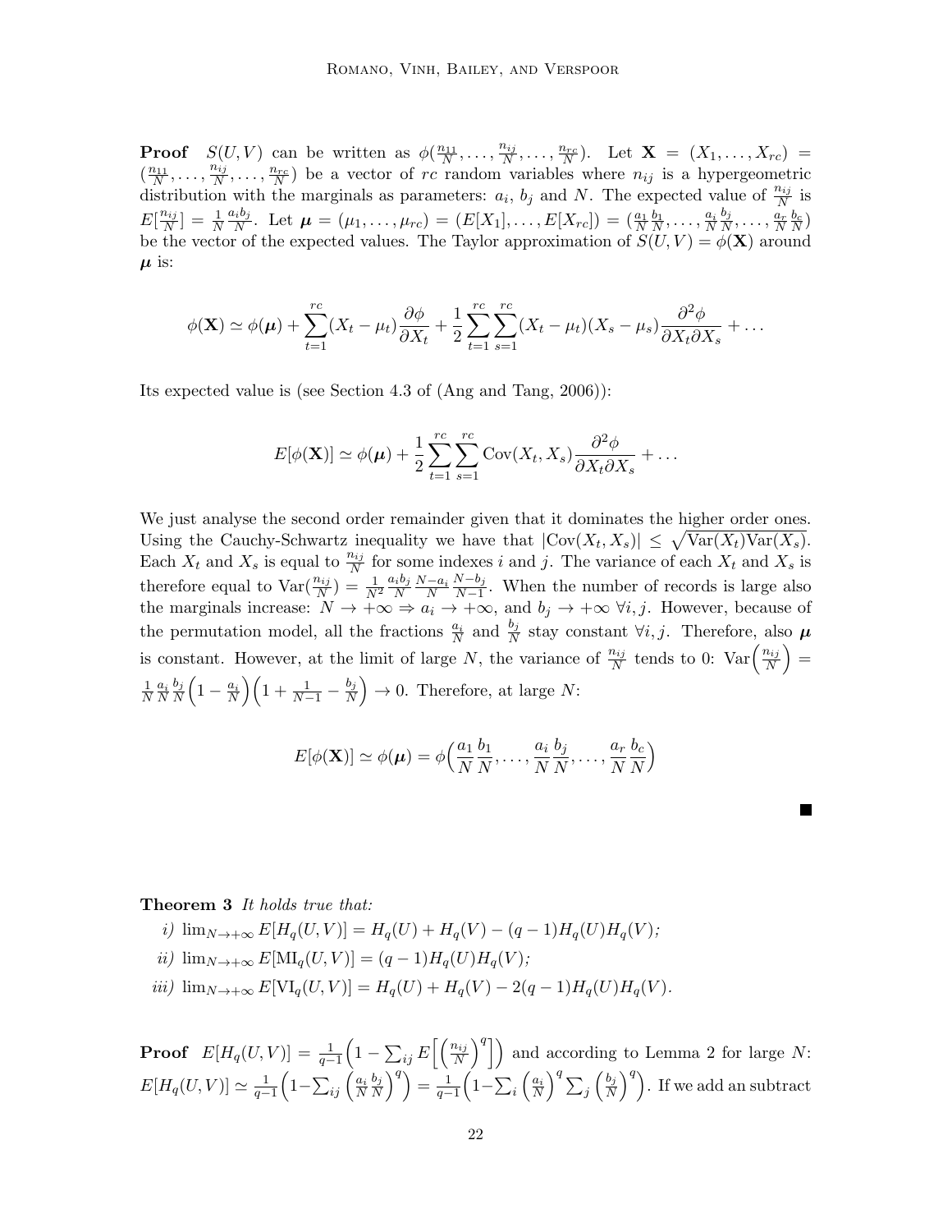**Proof** $S(U,V)$ can be written as $\phi(\frac{n_{11}}{N},\dots,\frac{n_{ij}}{N},\dots,\frac{n_{rc}}{N})$. Let $\mathbf{X} = (X_1,\dots,X_{rc}) = (\frac{n_{11}}{N},\dots,\frac{n_{ij}}{N},\dots,\frac{n_{rc}}{N})$ be a vector of $rc$ random variables where $n_{ij}$ is a hypergeometric distribution with the marginals as parameters: $a_i$, $b_j$ and $N$. The expected value of $\frac{n_{ij}}{N}$ is $E[\frac{n_{ij}}{N}] = \frac{1}{N}\frac{a_i b_j}{N}$. Let $\boldsymbol{\mu} = (\mu_1,\dots,\mu_{rc}) = (E[X_1],\dots,E[X_{rc}]) = (\frac{a_1}{N}\frac{b_1}{N},\dots,\frac{a_i}{N}\frac{b_j}{N},\dots,\frac{a_r}{N}\frac{b_c}{N})$ be the vector of the expected values. The Taylor approximation of $S(U,V) = \phi(\mathbf{X})$ around $\boldsymbol{\mu}$ is:

$$\phi(\mathbf{X}) \simeq \phi(\boldsymbol{\mu}) + \sum_{t=1}^{rc}(X_t - \mu_t)\frac{\partial \phi}{\partial X_t} + \frac{1}{2}\sum_{t=1}^{rc}\sum_{s=1}^{rc}(X_t-\mu_t)(X_s-\mu_s)\frac{\partial^2\phi}{\partial X_t \partial X_s} + \dots$$

Its expected value is (see Section 4.3 of (Ang and Tang, 2006)):

$$E[\phi(\mathbf{X})] \simeq \phi(\boldsymbol{\mu}) + \frac{1}{2}\sum_{t=1}^{rc}\sum_{s=1}^{rc}\mathrm{Cov}(X_t,X_s)\frac{\partial^2\phi}{\partial X_t \partial X_s} + \dots$$

We just analyse the second order remainder given that it dominates the higher order ones. Using the Cauchy-Schwartz inequality we have that $|\mathrm{Cov}(X_t,X_s)| \leq \sqrt{\mathrm{Var}(X_t)\mathrm{Var}(X_s)}$. Each $X_t$ and $X_s$ is equal to $\frac{n_{ij}}{N}$ for some indexes $i$ and $j$. The variance of each $X_t$ and $X_s$ is therefore equal to $\mathrm{Var}(\frac{n_{ij}}{N}) = \frac{1}{N^2}\frac{a_i b_j}{N}\frac{N-a_i}{N}\frac{N-b_j}{N-1}$. When the number of records is large also the marginals increase: $N \to +\infty \Rightarrow a_i \to +\infty$, and $b_j \to +\infty$ $\forall i,j$. However, because of the permutation model, all the fractions $\frac{a_i}{N}$ and $\frac{b_j}{N}$ stay constant $\forall i,j$. Therefore, also $\boldsymbol{\mu}$ is constant. However, at the limit of large $N$, the variance of $\frac{n_{ij}}{N}$ tends to 0: $\mathrm{Var}\Big(\frac{n_{ij}}{N}\Big) = \frac{1}{N}\frac{a_i}{N}\frac{b_j}{N}\Big(1-\frac{a_i}{N}\Big)\Big(1+\frac{1}{N-1}-\frac{b_j}{N}\Big) \to 0$. Therefore, at large $N$:

$$E[\phi(\mathbf{X})] \simeq \phi(\boldsymbol{\mu}) = \phi\Big(\frac{a_1}{N}\frac{b_1}{N},\dots,\frac{a_i}{N}\frac{b_j}{N},\dots,\frac{a_r}{N}\frac{b_c}{N}\Big)$$

∎

**Theorem 3** *It holds true that:*

*i)* $\lim_{N\to+\infty} E[H_q(U,V)] = H_q(U) + H_q(V) - (q-1)H_q(U)H_q(V)$*;*

*ii)* $\lim_{N\to+\infty} E[\mathrm{MI}_q(U,V)] = (q-1)H_q(U)H_q(V)$*;*

*iii)* $\lim_{N\to+\infty} E[\mathrm{VI}_q(U,V)] = H_q(U) + H_q(V) - 2(q-1)H_q(U)H_q(V)$*.*

**Proof** $E[H_q(U,V)] = \frac{1}{q-1}\Big(1 - \sum_{ij}E\Big[\Big(\frac{n_{ij}}{N}\Big)^q\Big]\Big)$ and according to Lemma 2 for large $N$: $E[H_q(U,V)] \simeq \frac{1}{q-1}\Big(1-\sum_{ij}\Big(\frac{a_i}{N}\frac{b_j}{N}\Big)^q\Big) = \frac{1}{q-1}\Big(1-\sum_i\Big(\frac{a_i}{N}\Big)^q\sum_j\Big(\frac{b_j}{N}\Big)^q\Big)$. If we add an subtract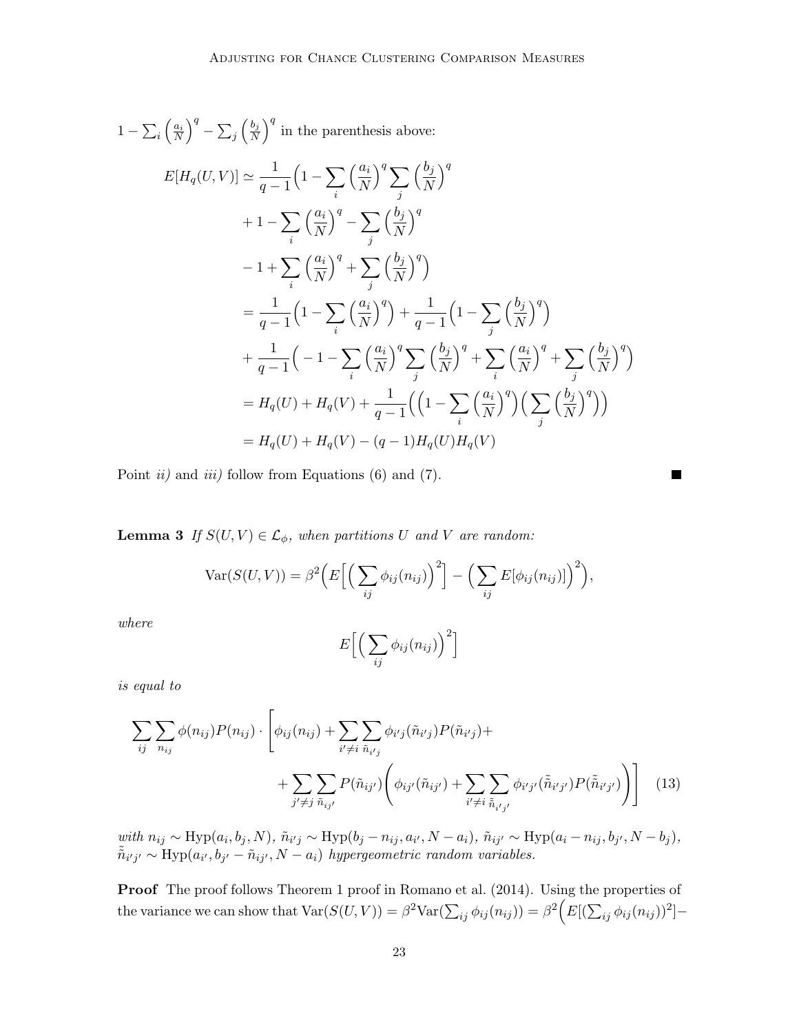$1 - \sum_i \left(\frac{a_i}{N}\right)^q - \sum_j \left(\frac{b_j}{N}\right)^q$ in the parenthesis above:

$$
\begin{aligned}
E[H_q(U,V)] &\simeq \frac{1}{q-1}\Big(1 - \sum_i \left(\frac{a_i}{N}\right)^q \sum_j \left(\frac{b_j}{N}\right)^q \\
&\quad + 1 - \sum_i \left(\frac{a_i}{N}\right)^q - \sum_j \left(\frac{b_j}{N}\right)^q \\
&\quad - 1 + \sum_i \left(\frac{a_i}{N}\right)^q + \sum_j \left(\frac{b_j}{N}\right)^q\Big) \\
&= \frac{1}{q-1}\Big(1 - \sum_i \left(\frac{a_i}{N}\right)^q\Big) + \frac{1}{q-1}\Big(1 - \sum_j \left(\frac{b_j}{N}\right)^q\Big) \\
&\quad + \frac{1}{q-1}\Big(-1 - \sum_i \left(\frac{a_i}{N}\right)^q \sum_j \left(\frac{b_j}{N}\right)^q + \sum_i \left(\frac{a_i}{N}\right)^q + \sum_j \left(\frac{b_j}{N}\right)^q\Big) \\
&= H_q(U) + H_q(V) + \frac{1}{q-1}\Big(\Big(1 - \sum_i \left(\frac{a_i}{N}\right)^q\Big)\Big(\sum_j \left(\frac{b_j}{N}\right)^q\Big)\Big) \\
&= H_q(U) + H_q(V) - (q-1)H_q(U)H_q(V)
\end{aligned}
$$

Point *ii)* and *iii)* follow from Equations (6) and (7). ∎

**Lemma 3** *If $S(U,V) \in \mathcal{L}_\phi$, when partitions $U$ and $V$ are random:*

$$
\mathrm{Var}(S(U,V)) = \beta^2\Big(E\Big[\Big(\sum_{ij} \phi_{ij}(n_{ij})\Big)^2\Big] - \Big(\sum_{ij} E[\phi_{ij}(n_{ij})]\Big)^2\Big),
$$

*where*

$$
E\Big[\Big(\sum_{ij} \phi_{ij}(n_{ij})\Big)^2\Big]
$$

*is equal to*

$$
\begin{aligned}
\sum_{ij}\sum_{n_{ij}} \phi(n_{ij})P(n_{ij}) \cdot \Bigg[\phi_{ij}(n_{ij}) + \sum_{i' \neq i}\sum_{\tilde{n}_{i'j}} \phi_{i'j}(\tilde{n}_{i'j})P(\tilde{n}_{i'j}) + \\
+ \sum_{j' \neq j}\sum_{\tilde{n}_{ij'}} P(\tilde{n}_{ij'})\Bigg(\phi_{ij'}(\tilde{n}_{ij'}) + \sum_{i' \neq i}\sum_{\tilde{\tilde{n}}_{i'j'}} \phi_{i'j'}(\tilde{\tilde{n}}_{i'j'})P(\tilde{\tilde{n}}_{i'j'})\Bigg)\Bigg] \qquad (13)
\end{aligned}
$$

*with $n_{ij} \sim \mathrm{Hyp}(a_i, b_j, N)$, $\tilde{n}_{i'j} \sim \mathrm{Hyp}(b_j - n_{ij}, a_{i'}, N - a_i)$, $\tilde{n}_{ij'} \sim \mathrm{Hyp}(a_i - n_{ij}, b_{j'}, N - b_j)$, $\tilde{\tilde{n}}_{i'j'} \sim \mathrm{Hyp}(a_{i'}, b_{j'} - \tilde{n}_{ij'}, N - a_i)$ hypergeometric random variables.*

**Proof** The proof follows Theorem 1 proof in Romano et al. (2014). Using the properties of the variance we can show that $\mathrm{Var}(S(U,V)) = \beta^2 \mathrm{Var}(\sum_{ij} \phi_{ij}(n_{ij})) = \beta^2\Big(E[(\sum_{ij} \phi_{ij}(n_{ij}))^2] -$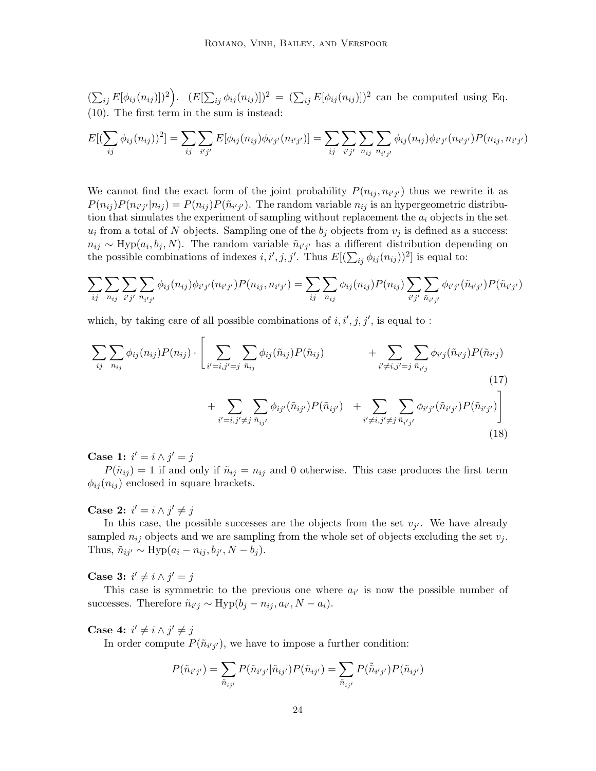$\left(\sum_{ij} E[\phi_{ij}(n_{ij})]\right)^2\Big)$. $(E[\sum_{ij} \phi_{ij}(n_{ij})])^2 = (\sum_{ij} E[\phi_{ij}(n_{ij})])^2$ can be computed using Eq. (10). The first term in the sum is instead:

$$E[(\sum_{ij} \phi_{ij}(n_{ij}))^2] = \sum_{ij} \sum_{i'j'} E[\phi_{ij}(n_{ij})\phi_{i'j'}(n_{i'j'})] = \sum_{ij} \sum_{i'j'} \sum_{n_{ij}} \sum_{n_{i'j'}} \phi_{ij}(n_{ij})\phi_{i'j'}(n_{i'j'})P(n_{ij}, n_{i'j'})$$

We cannot find the exact form of the joint probability $P(n_{ij}, n_{i'j'})$ thus we rewrite it as $P(n_{ij})P(n_{i'j'}|n_{ij}) = P(n_{ij})P(\tilde{n}_{i'j'})$. The random variable $n_{ij}$ is an hypergeometric distribution that simulates the experiment of sampling without replacement the $a_i$ objects in the set $u_i$ from a total of $N$ objects. Sampling one of the $b_j$ objects from $v_j$ is defined as a success: $n_{ij} \sim \text{Hyp}(a_i, b_j, N)$. The random variable $\tilde{n}_{i'j'}$ has a different distribution depending on the possible combinations of indexes $i, i', j, j'$. Thus $E[(\sum_{ij} \phi_{ij}(n_{ij}))^2]$ is equal to:

$$\sum_{ij} \sum_{n_{ij}} \sum_{i'j'} \sum_{n_{i'j'}} \phi_{ij}(n_{ij})\phi_{i'j'}(n_{i'j'})P(n_{ij}, n_{i'j'}) = \sum_{ij} \sum_{n_{ij}} \phi_{ij}(n_{ij})P(n_{ij}) \sum_{i'j'} \sum_{\tilde{n}_{i'j'}} \phi_{i'j'}(\tilde{n}_{i'j'})P(\tilde{n}_{i'j'})$$

which, by taking care of all possible combinations of $i, i', j, j'$, is equal to :

$$\sum_{ij} \sum_{n_{ij}} \phi_{ij}(n_{ij})P(n_{ij}) \cdot \Bigg[ \sum_{i'=i, j'=j} \sum_{\tilde{n}_{ij}} \phi_{ij}(\tilde{n}_{ij})P(\tilde{n}_{ij}) \quad + \sum_{i' \neq i, j'=j} \sum_{\tilde{n}_{i'j}} \phi_{i'j}(\tilde{n}_{i'j})P(\tilde{n}_{i'j}) \tag{17}$$

$$+ \sum_{i'=i, j' \neq j} \sum_{\tilde{n}_{ij'}} \phi_{ij'}(\tilde{n}_{ij'})P(\tilde{n}_{ij'}) \quad + \sum_{i' \neq i, j' \neq j} \sum_{\tilde{n}_{i'j'}} \phi_{i'j'}(\tilde{n}_{i'j'})P(\tilde{n}_{i'j'}) \Bigg] \tag{18}$$

**Case 1:** $i' = i \wedge j' = j$

$P(\tilde{n}_{ij}) = 1$ if and only if $\tilde{n}_{ij} = n_{ij}$ and 0 otherwise. This case produces the first term $\phi_{ij}(n_{ij})$ enclosed in square brackets.

**Case 2:** $i' = i \wedge j' \neq j$

In this case, the possible successes are the objects from the set $v_{j'}$. We have already sampled $n_{ij}$ objects and we are sampling from the whole set of objects excluding the set $v_j$. Thus, $\tilde{n}_{ij'} \sim \text{Hyp}(a_i - n_{ij}, b_{j'}, N - b_j)$.

**Case 3:** $i' \neq i \wedge j' = j$

This case is symmetric to the previous one where $a_{i'}$ is now the possible number of successes. Therefore $\tilde{n}_{i'j} \sim \text{Hyp}(b_j - n_{ij}, a_{i'}, N - a_i)$.

**Case 4:** $i' \neq i \wedge j' \neq j$

In order compute $P(\tilde{n}_{i'j'})$, we have to impose a further condition:

$$P(\tilde{n}_{i'j'}) = \sum_{\tilde{n}_{ij'}} P(\tilde{n}_{i'j'}|\tilde{n}_{ij'})P(\tilde{n}_{ij'}) = \sum_{\tilde{n}_{ij'}} P(\tilde{\tilde{n}}_{i'j'})P(\tilde{n}_{ij'})$$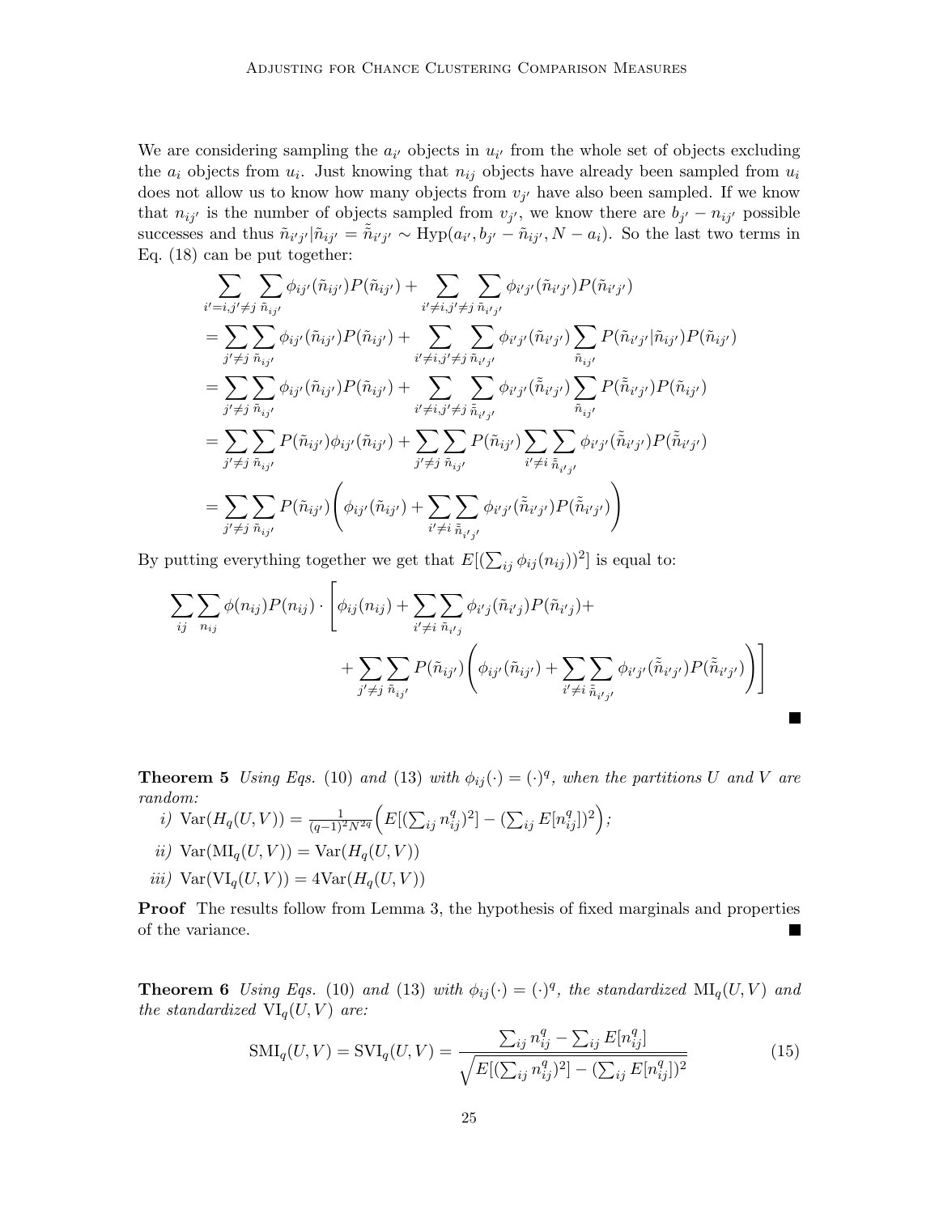We are considering sampling the $a_{i'}$ objects in $u_{i'}$ from the whole set of objects excluding the $a_i$ objects from $u_i$. Just knowing that $n_{ij}$ objects have already been sampled from $u_i$ does not allow us to know how many objects from $v_{j'}$ have also been sampled. If we know that $n_{ij'}$ is the number of objects sampled from $v_{j'}$, we know there are $b_{j'} - n_{ij'}$ possible successes and thus $\tilde{n}_{i'j'}|\tilde{n}_{ij'} = \tilde{\tilde{n}}_{i'j'} \sim \text{Hyp}(a_{i'}, b_{j'} - \tilde{n}_{ij'}, N - a_i)$. So the last two terms in Eq. (18) can be put together:

$$
\begin{aligned}
&\sum_{i'=i, j'\neq j} \sum_{\tilde{n}_{ij'}} \phi_{ij'}(\tilde{n}_{ij'}) P(\tilde{n}_{ij'}) + \sum_{i'\neq i, j'\neq j} \sum_{\tilde{n}_{i'j'}} \phi_{i'j'}(\tilde{n}_{i'j'}) P(\tilde{n}_{i'j'}) \\
&= \sum_{j'\neq j} \sum_{\tilde{n}_{ij'}} \phi_{ij'}(\tilde{n}_{ij'}) P(\tilde{n}_{ij'}) + \sum_{i'\neq i, j'\neq j} \sum_{\tilde{n}_{i'j'}} \phi_{i'j'}(\tilde{n}_{i'j'}) \sum_{\tilde{n}_{ij'}} P(\tilde{n}_{i'j'}|\tilde{n}_{ij'}) P(\tilde{n}_{ij'}) \\
&= \sum_{j'\neq j} \sum_{\tilde{n}_{ij'}} \phi_{ij'}(\tilde{n}_{ij'}) P(\tilde{n}_{ij'}) + \sum_{i'\neq i, j'\neq j} \sum_{\tilde{\tilde{n}}_{i'j'}} \phi_{i'j'}(\tilde{\tilde{n}}_{i'j'}) \sum_{\tilde{n}_{ij'}} P(\tilde{\tilde{n}}_{i'j'}) P(\tilde{n}_{ij'}) \\
&= \sum_{j'\neq j} \sum_{\tilde{n}_{ij'}} P(\tilde{n}_{ij'}) \phi_{ij'}(\tilde{n}_{ij'}) + \sum_{j'\neq j} \sum_{\tilde{n}_{ij'}} P(\tilde{n}_{ij'}) \sum_{i'\neq i} \sum_{\tilde{\tilde{n}}_{i'j'}} \phi_{i'j'}(\tilde{\tilde{n}}_{i'j'}) P(\tilde{\tilde{n}}_{i'j'}) \\
&= \sum_{j'\neq j} \sum_{\tilde{n}_{ij'}} P(\tilde{n}_{ij'}) \Bigg( \phi_{ij'}(\tilde{n}_{ij'}) + \sum_{i'\neq i} \sum_{\tilde{\tilde{n}}_{i'j'}} \phi_{i'j'}(\tilde{\tilde{n}}_{i'j'}) P(\tilde{\tilde{n}}_{i'j'}) \Bigg)
\end{aligned}
$$

By putting everything together we get that $E[(\sum_{ij} \phi_{ij}(n_{ij}))^2]$ is equal to:

$$
\sum_{ij} \sum_{n_{ij}} \phi(n_{ij}) P(n_{ij}) \cdot \Bigg[ \phi_{ij}(n_{ij}) + \sum_{i'\neq i} \sum_{\tilde{n}_{i'j}} \phi_{i'j}(\tilde{n}_{i'j}) P(\tilde{n}_{i'j}) + \\
+ \sum_{j'\neq j} \sum_{\tilde{n}_{ij'}} P(\tilde{n}_{ij'}) \Bigg( \phi_{ij'}(\tilde{n}_{ij'}) + \sum_{i'\neq i} \sum_{\tilde{\tilde{n}}_{i'j'}} \phi_{i'j'}(\tilde{\tilde{n}}_{i'j'}) P(\tilde{\tilde{n}}_{i'j'}) \Bigg) \Bigg]
$$

■

**Theorem 5** *Using Eqs.* (10) *and* (13) *with $\phi_{ij}(\cdot) = (\cdot)^q$, when the partitions $U$ and $V$ are random:*

*i)* $\text{Var}(H_q(U,V)) = \frac{1}{(q-1)^2 N^{2q}} \Big( E[(\sum_{ij} n_{ij}^q)^2] - (\sum_{ij} E[n_{ij}^q])^2 \Big)$;

*ii)* $\text{Var}(\text{MI}_q(U,V)) = \text{Var}(H_q(U,V))$

*iii)* $\text{Var}(\text{VI}_q(U,V)) = 4\text{Var}(H_q(U,V))$

**Proof** The results follow from Lemma 3, the hypothesis of fixed marginals and properties of the variance. ■

**Theorem 6** *Using Eqs.* (10) *and* (13) *with $\phi_{ij}(\cdot) = (\cdot)^q$, the standardized $\text{MI}_q(U,V)$ and the standardized $\text{VI}_q(U,V)$ are:*

$$
\text{SMI}_q(U,V) = \text{SVI}_q(U,V) = \frac{\sum_{ij} n_{ij}^q - \sum_{ij} E[n_{ij}^q]}{\sqrt{E[(\sum_{ij} n_{ij}^q)^2] - (\sum_{ij} E[n_{ij}^q])^2}} \tag{15}
$$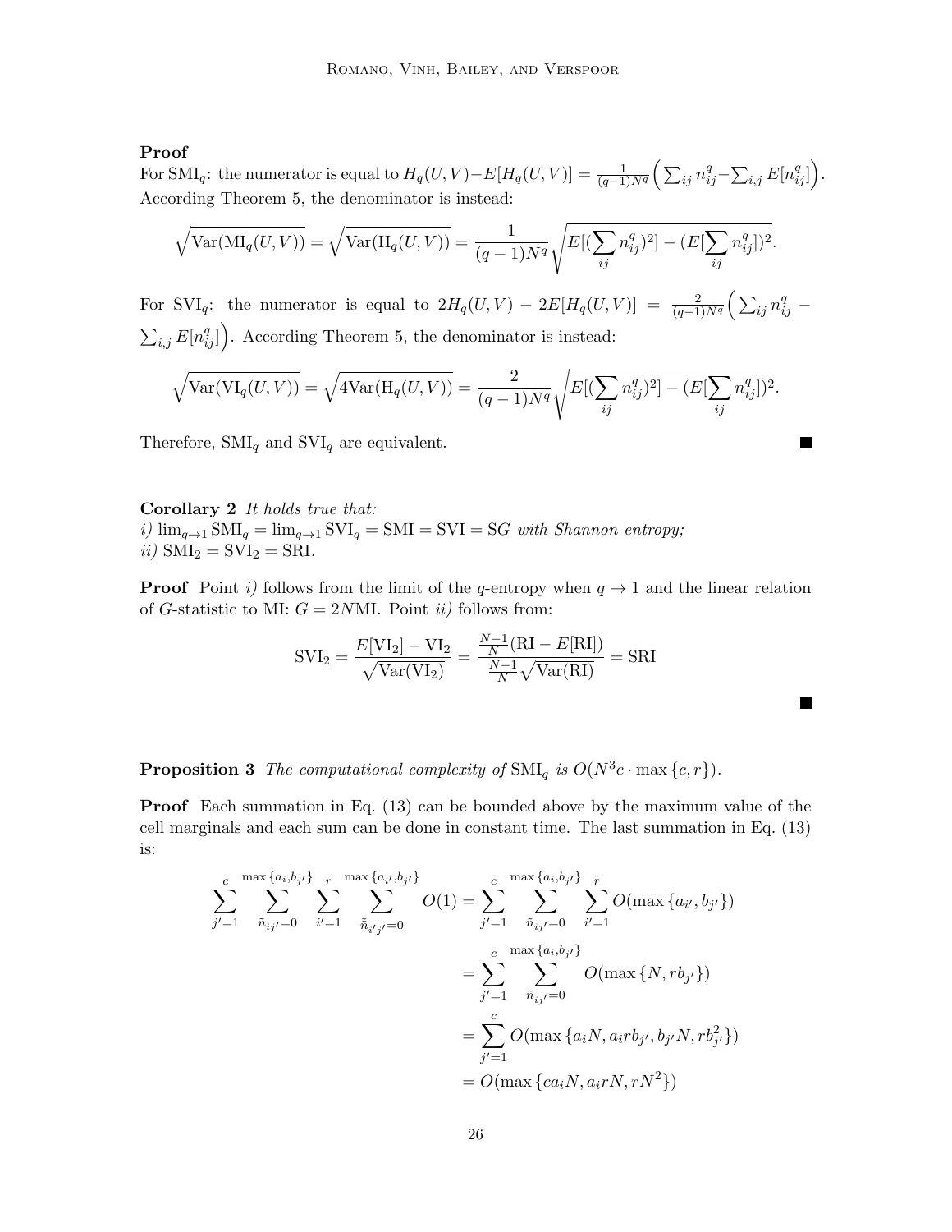**Proof**

For $\text{SMI}_q$: the numerator is equal to $H_q(U,V) - E[H_q(U,V)] = \frac{1}{(q-1)N^q}\Big(\sum_{ij} n_{ij}^q - \sum_{i,j} E[n_{ij}^q]\Big)$. According Theorem 5, the denominator is instead:

$$\sqrt{\text{Var}(\text{MI}_q(U,V))} = \sqrt{\text{Var}(\text{H}_q(U,V))} = \frac{1}{(q-1)N^q}\sqrt{E[(\sum_{ij} n_{ij}^q)^2] - (E[\sum_{ij} n_{ij}^q])^2}.$$

For $\text{SVI}_q$: the numerator is equal to $2H_q(U,V) - 2E[H_q(U,V)] = \frac{2}{(q-1)N^q}\Big(\sum_{ij} n_{ij}^q - \sum_{i,j} E[n_{ij}^q]\Big)$. According Theorem 5, the denominator is instead:

$$\sqrt{\text{Var}(\text{VI}_q(U,V))} = \sqrt{4\text{Var}(\text{H}_q(U,V))} = \frac{2}{(q-1)N^q}\sqrt{E[(\sum_{ij} n_{ij}^q)^2] - (E[\sum_{ij} n_{ij}^q])^2}.$$

Therefore, $\text{SMI}_q$ and $\text{SVI}_q$ are equivalent. ∎

**Corollary 2** *It holds true that:*
*i)* $\lim_{q\to 1} \text{SMI}_q = \lim_{q\to 1}\text{SVI}_q = \text{SMI} = \text{SVI} = \text{S}G$ *with Shannon entropy;*
*ii)* $\text{SMI}_2 = \text{SVI}_2 = \text{SRI}$.

**Proof** Point *i)* follows from the limit of the $q$-entropy when $q \to 1$ and the linear relation of $G$-statistic to MI: $G = 2N\text{MI}$. Point *ii)* follows from:

$$\text{SVI}_2 = \frac{E[\text{VI}_2] - \text{VI}_2}{\sqrt{\text{Var}(\text{VI}_2)}} = \frac{\frac{N-1}{N}(\text{RI} - E[\text{RI}])}{\frac{N-1}{N}\sqrt{\text{Var}(\text{RI})}} = \text{SRI}$$

∎

**Proposition 3** *The computational complexity of* $\text{SMI}_q$ *is* $O(N^3 c \cdot \max\{c, r\})$.

**Proof** Each summation in Eq. (13) can be bounded above by the maximum value of the cell marginals and each sum can be done in constant time. The last summation in Eq. (13) is:

$$\begin{aligned}
\sum_{j'=1}^{c} \sum_{\tilde{n}_{ij'}=0}^{\max\{a_i, b_{j'}\}} \sum_{i'=1}^{r} \sum_{\tilde{\tilde{n}}_{i'j'}=0}^{\max\{a_{i'}, b_{j'}\}} O(1) &= \sum_{j'=1}^{c} \sum_{\tilde{n}_{ij'}=0}^{\max\{a_i, b_{j'}\}} \sum_{i'=1}^{r} O(\max\{a_{i'}, b_{j'}\}) \\
&= \sum_{j'=1}^{c} \sum_{\tilde{n}_{ij'}=0}^{\max\{a_i, b_{j'}\}} O(\max\{N, r b_{j'}\}) \\
&= \sum_{j'=1}^{c} O(\max\{a_i N, a_i r b_{j'}, b_{j'} N, r b_{j'}^2\}) \\
&= O(\max\{c a_i N, a_i r N, r N^2\})
\end{aligned}$$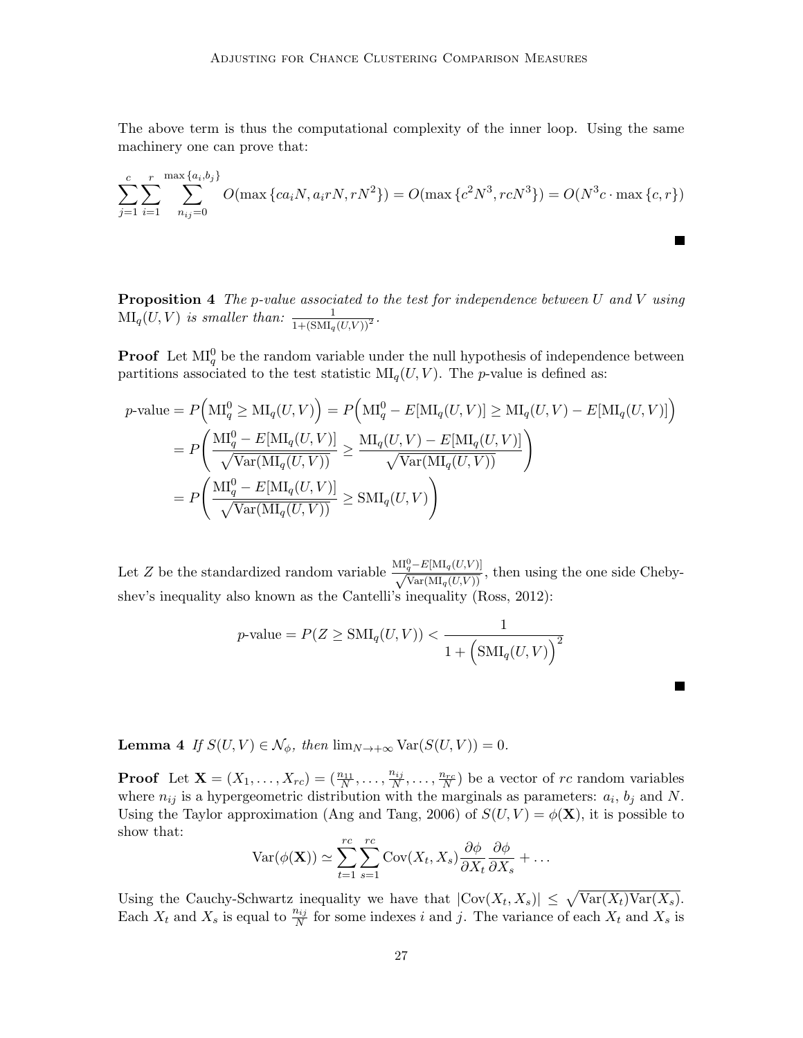The above term is thus the computational complexity of the inner loop. Using the same machinery one can prove that:

$$\sum_{j=1}^{c}\sum_{i=1}^{r}\sum_{n_{ij}=0}^{\max\{a_i,b_j\}} O(\max\{ca_iN, a_irN, rN^2\}) = O(\max\{c^2N^3, rcN^3\}) = O(N^3c\cdot\max\{c,r\})$$

■

**Proposition 4** *The p-value associated to the test for independence between $U$ and $V$ using $\mathrm{MI}_q(U,V)$ is smaller than:* $\frac{1}{1+(\mathrm{SMI}_q(U,V))^2}$.

**Proof** Let $\mathrm{MI}_q^0$ be the random variable under the null hypothesis of independence between partitions associated to the test statistic $\mathrm{MI}_q(U,V)$. The $p$-value is defined as:

$$\begin{aligned}
p\text{-value} &= P\Big(\mathrm{MI}_q^0 \geq \mathrm{MI}_q(U,V)\Big) = P\Big(\mathrm{MI}_q^0 - E[\mathrm{MI}_q(U,V)] \geq \mathrm{MI}_q(U,V) - E[\mathrm{MI}_q(U,V)]\Big) \\
&= P\left(\frac{\mathrm{MI}_q^0 - E[\mathrm{MI}_q(U,V)]}{\sqrt{\mathrm{Var}(\mathrm{MI}_q(U,V))}} \geq \frac{\mathrm{MI}_q(U,V) - E[\mathrm{MI}_q(U,V)]}{\sqrt{\mathrm{Var}(\mathrm{MI}_q(U,V))}}\right) \\
&= P\left(\frac{\mathrm{MI}_q^0 - E[\mathrm{MI}_q(U,V)]}{\sqrt{\mathrm{Var}(\mathrm{MI}_q(U,V))}} \geq \mathrm{SMI}_q(U,V)\right)
\end{aligned}$$

Let $Z$ be the standardized random variable $\frac{\mathrm{MI}_q^0 - E[\mathrm{MI}_q(U,V)]}{\sqrt{\mathrm{Var}(\mathrm{MI}_q(U,V))}}$, then using the one side Chebyshev's inequality also known as the Cantelli's inequality (Ross, 2012):

$$p\text{-value} = P(Z \geq \mathrm{SMI}_q(U,V)) < \frac{1}{1+\Big(\mathrm{SMI}_q(U,V)\Big)^2}$$

■

**Lemma 4** *If $S(U,V) \in \mathcal{N}_\phi$, then $\lim_{N\to+\infty} \mathrm{Var}(S(U,V)) = 0$.*

**Proof** Let $\mathbf{X} = (X_1, \ldots, X_{rc}) = (\frac{n_{11}}{N}, \ldots, \frac{n_{ij}}{N}, \ldots, \frac{n_{rc}}{N})$ be a vector of $rc$ random variables where $n_{ij}$ is a hypergeometric distribution with the marginals as parameters: $a_i$, $b_j$ and $N$. Using the Taylor approximation (Ang and Tang, 2006) of $S(U,V) = \phi(\mathbf{X})$, it is possible to show that:

$$\mathrm{Var}(\phi(\mathbf{X})) \simeq \sum_{t=1}^{rc}\sum_{s=1}^{rc} \mathrm{Cov}(X_t, X_s)\frac{\partial\phi}{\partial X_t}\frac{\partial\phi}{\partial X_s} + \ldots$$

Using the Cauchy-Schwartz inequality we have that $|\mathrm{Cov}(X_t,X_s)| \leq \sqrt{\mathrm{Var}(X_t)\mathrm{Var}(X_s)}$. Each $X_t$ and $X_s$ is equal to $\frac{n_{ij}}{N}$ for some indexes $i$ and $j$. The variance of each $X_t$ and $X_s$ is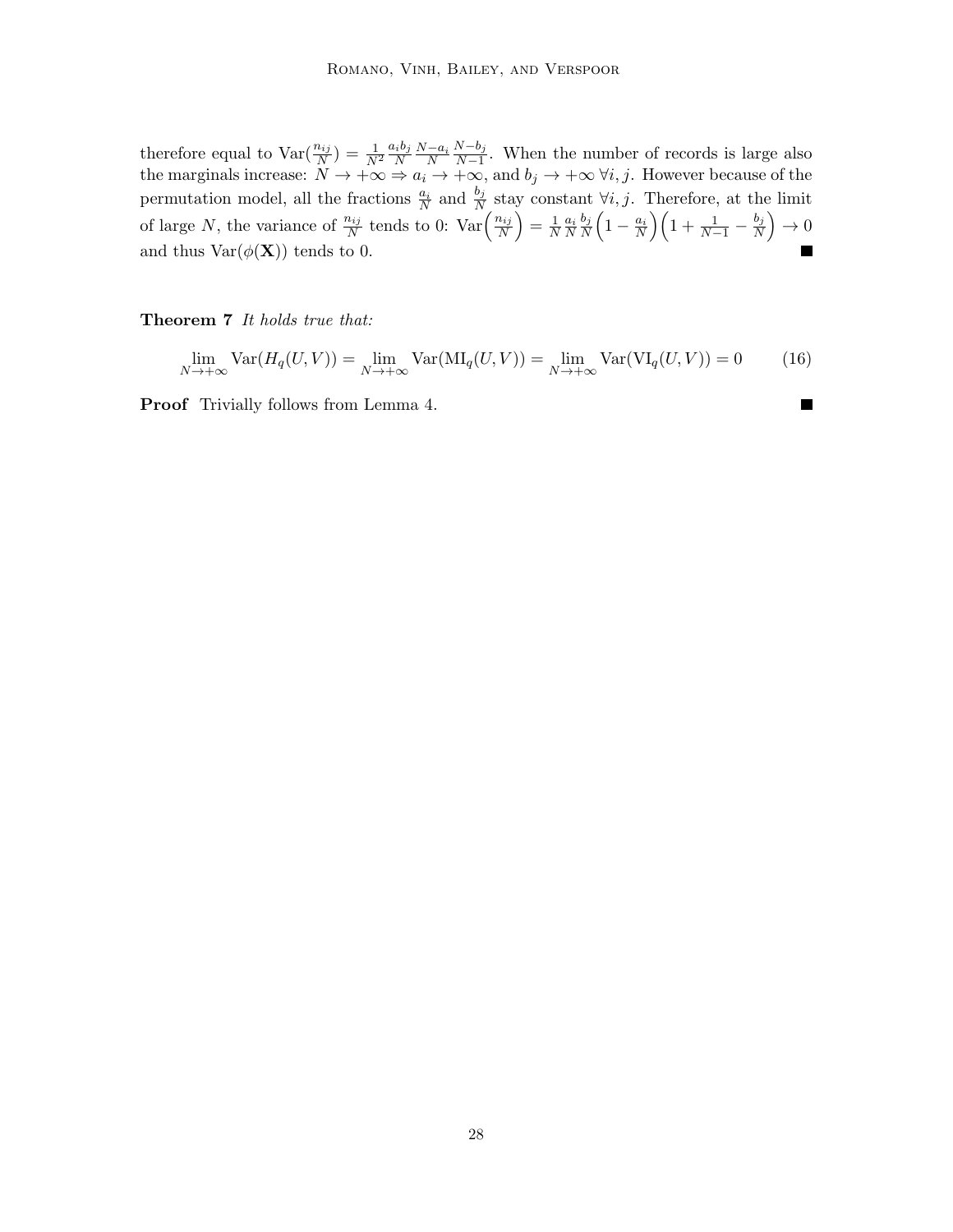therefore equal to $\text{Var}(\frac{n_{ij}}{N}) = \frac{1}{N^2}\frac{a_i b_j}{N}\frac{N-a_i}{N}\frac{N-b_j}{N-1}$. When the number of records is large also the marginals increase: $N \to +\infty \Rightarrow a_i \to +\infty$, and $b_j \to +\infty$ $\forall i, j$. However because of the permutation model, all the fractions $\frac{a_i}{N}$ and $\frac{b_j}{N}$ stay constant $\forall i, j$. Therefore, at the limit of large $N$, the variance of $\frac{n_{ij}}{N}$ tends to 0: $\text{Var}\Big(\frac{n_{ij}}{N}\Big) = \frac{1}{N}\frac{a_i}{N}\frac{b_j}{N}\Big(1 - \frac{a_i}{N}\Big)\Big(1 + \frac{1}{N-1} - \frac{b_j}{N}\Big) \to 0$ and thus $\text{Var}(\phi(\mathbf{X}))$ tends to 0. ■

**Theorem 7** *It holds true that:*

$$\lim_{N\to+\infty} \text{Var}(H_q(U,V)) = \lim_{N\to+\infty} \text{Var}(\text{MI}_q(U,V)) = \lim_{N\to+\infty} \text{Var}(\text{VI}_q(U,V)) = 0 \tag{16}$$

**Proof** Trivially follows from Lemma 4. ■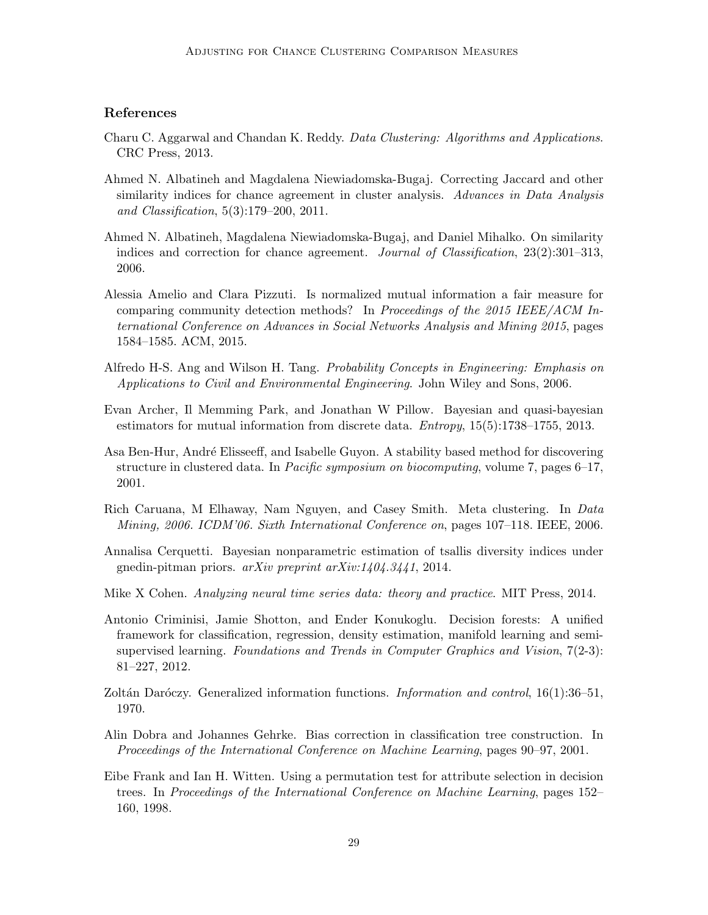## References

Charu C. Aggarwal and Chandan K. Reddy. *Data Clustering: Algorithms and Applications*. CRC Press, 2013.

Ahmed N. Albatineh and Magdalena Niewiadomska-Bugaj. Correcting Jaccard and other similarity indices for chance agreement in cluster analysis. *Advances in Data Analysis and Classification*, 5(3):179–200, 2011.

Ahmed N. Albatineh, Magdalena Niewiadomska-Bugaj, and Daniel Mihalko. On similarity indices and correction for chance agreement. *Journal of Classification*, 23(2):301–313, 2006.

Alessia Amelio and Clara Pizzuti. Is normalized mutual information a fair measure for comparing community detection methods? In *Proceedings of the 2015 IEEE/ACM International Conference on Advances in Social Networks Analysis and Mining 2015*, pages 1584–1585. ACM, 2015.

Alfredo H-S. Ang and Wilson H. Tang. *Probability Concepts in Engineering: Emphasis on Applications to Civil and Environmental Engineering*. John Wiley and Sons, 2006.

Evan Archer, Il Memming Park, and Jonathan W Pillow. Bayesian and quasi-bayesian estimators for mutual information from discrete data. *Entropy*, 15(5):1738–1755, 2013.

Asa Ben-Hur, André Elisseeff, and Isabelle Guyon. A stability based method for discovering structure in clustered data. In *Pacific symposium on biocomputing*, volume 7, pages 6–17, 2001.

Rich Caruana, M Elhaway, Nam Nguyen, and Casey Smith. Meta clustering. In *Data Mining, 2006. ICDM'06. Sixth International Conference on*, pages 107–118. IEEE, 2006.

Annalisa Cerquetti. Bayesian nonparametric estimation of tsallis diversity indices under gnedin-pitman priors. *arXiv preprint arXiv:1404.3441*, 2014.

Mike X Cohen. *Analyzing neural time series data: theory and practice*. MIT Press, 2014.

Antonio Criminisi, Jamie Shotton, and Ender Konukoglu. Decision forests: A unified framework for classification, regression, density estimation, manifold learning and semi-supervised learning. *Foundations and Trends in Computer Graphics and Vision*, 7(2-3): 81–227, 2012.

Zoltán Daróczy. Generalized information functions. *Information and control*, 16(1):36–51, 1970.

Alin Dobra and Johannes Gehrke. Bias correction in classification tree construction. In *Proceedings of the International Conference on Machine Learning*, pages 90–97, 2001.

Eibe Frank and Ian H. Witten. Using a permutation test for attribute selection in decision trees. In *Proceedings of the International Conference on Machine Learning*, pages 152–160, 1998.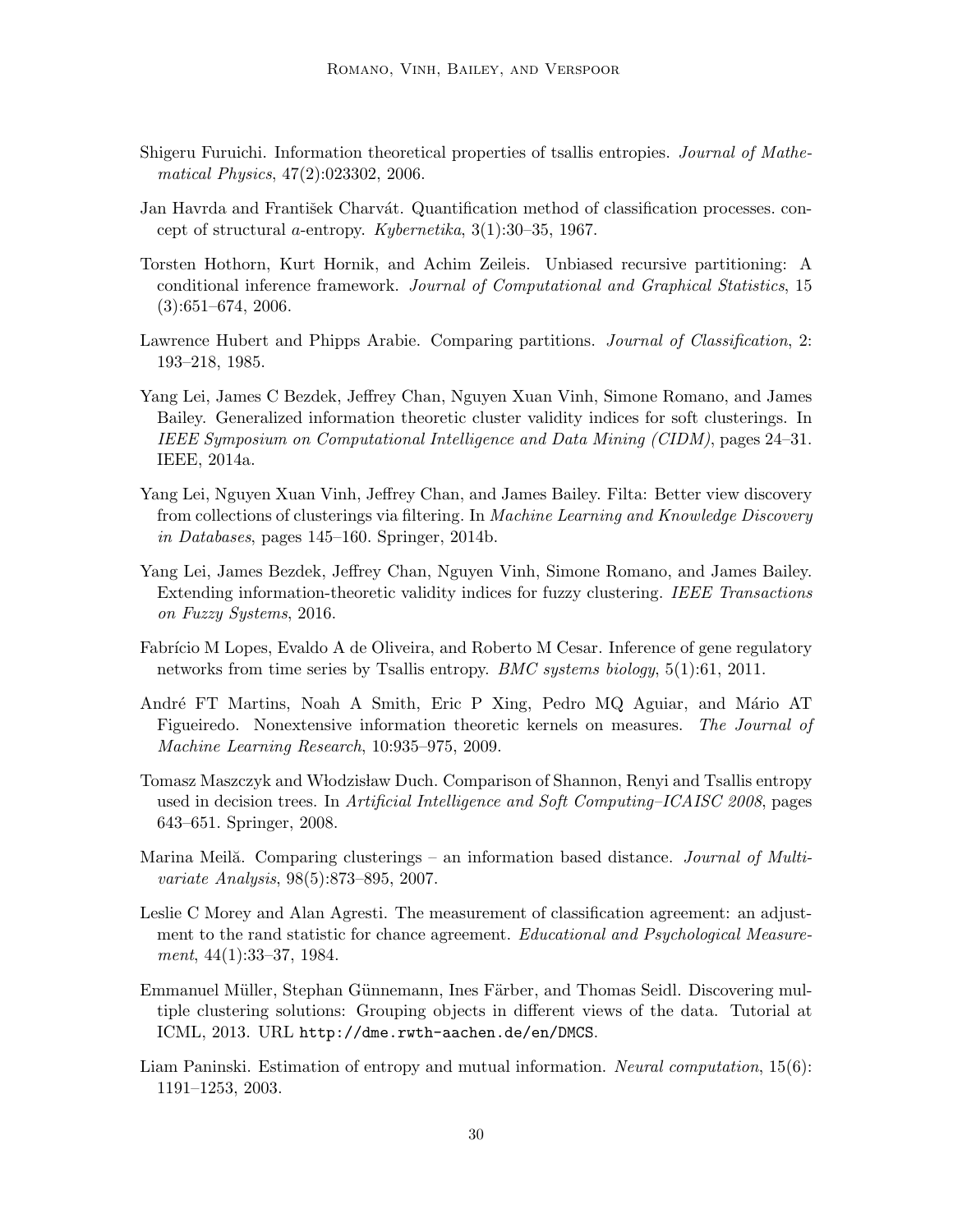Shigeru Furuichi. Information theoretical properties of tsallis entropies. *Journal of Mathematical Physics*, 47(2):023302, 2006.

Jan Havrda and František Charvát. Quantification method of classification processes. concept of structural $a$-entropy. *Kybernetika*, 3(1):30–35, 1967.

Torsten Hothorn, Kurt Hornik, and Achim Zeileis. Unbiased recursive partitioning: A conditional inference framework. *Journal of Computational and Graphical Statistics*, 15 (3):651–674, 2006.

Lawrence Hubert and Phipps Arabie. Comparing partitions. *Journal of Classification*, 2: 193–218, 1985.

Yang Lei, James C Bezdek, Jeffrey Chan, Nguyen Xuan Vinh, Simone Romano, and James Bailey. Generalized information theoretic cluster validity indices for soft clusterings. In *IEEE Symposium on Computational Intelligence and Data Mining (CIDM)*, pages 24–31. IEEE, 2014a.

Yang Lei, Nguyen Xuan Vinh, Jeffrey Chan, and James Bailey. Filta: Better view discovery from collections of clusterings via filtering. In *Machine Learning and Knowledge Discovery in Databases*, pages 145–160. Springer, 2014b.

Yang Lei, James Bezdek, Jeffrey Chan, Nguyen Vinh, Simone Romano, and James Bailey. Extending information-theoretic validity indices for fuzzy clustering. *IEEE Transactions on Fuzzy Systems*, 2016.

Fabrício M Lopes, Evaldo A de Oliveira, and Roberto M Cesar. Inference of gene regulatory networks from time series by Tsallis entropy. *BMC systems biology*, 5(1):61, 2011.

André FT Martins, Noah A Smith, Eric P Xing, Pedro MQ Aguiar, and Mário AT Figueiredo. Nonextensive information theoretic kernels on measures. *The Journal of Machine Learning Research*, 10:935–975, 2009.

Tomasz Maszczyk and Włodzisław Duch. Comparison of Shannon, Renyi and Tsallis entropy used in decision trees. In *Artificial Intelligence and Soft Computing–ICAISC 2008*, pages 643–651. Springer, 2008.

Marina Meilă. Comparing clusterings – an information based distance. *Journal of Multivariate Analysis*, 98(5):873–895, 2007.

Leslie C Morey and Alan Agresti. The measurement of classification agreement: an adjustment to the rand statistic for chance agreement. *Educational and Psychological Measurement*, 44(1):33–37, 1984.

Emmanuel Müller, Stephan Günnemann, Ines Färber, and Thomas Seidl. Discovering multiple clustering solutions: Grouping objects in different views of the data. Tutorial at ICML, 2013. URL http://dme.rwth-aachen.de/en/DMCS.

Liam Paninski. Estimation of entropy and mutual information. *Neural computation*, 15(6): 1191–1253, 2003.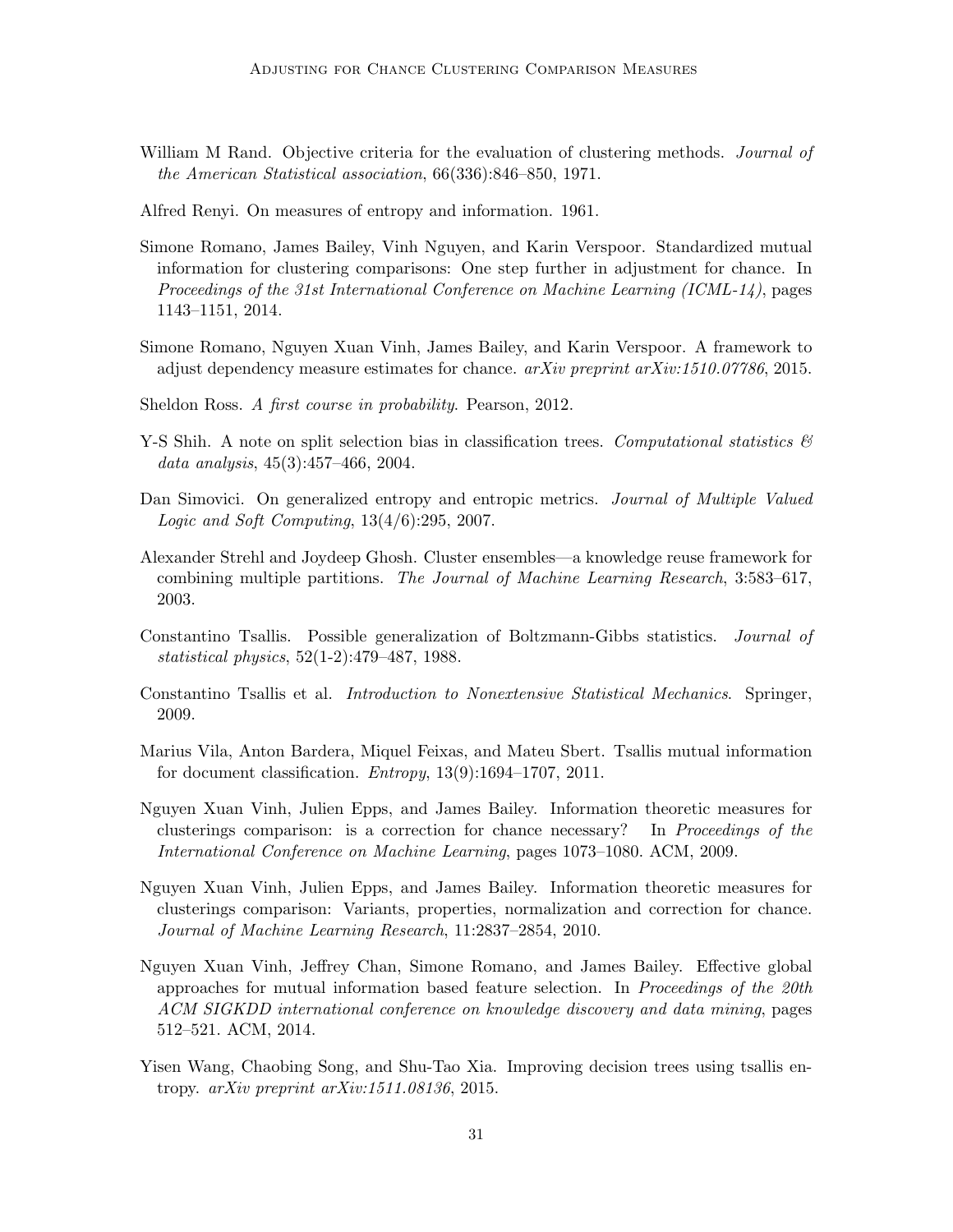William M Rand. Objective criteria for the evaluation of clustering methods. *Journal of the American Statistical association*, 66(336):846–850, 1971.

Alfred Renyi. On measures of entropy and information. 1961.

Simone Romano, James Bailey, Vinh Nguyen, and Karin Verspoor. Standardized mutual information for clustering comparisons: One step further in adjustment for chance. In *Proceedings of the 31st International Conference on Machine Learning (ICML-14)*, pages 1143–1151, 2014.

Simone Romano, Nguyen Xuan Vinh, James Bailey, and Karin Verspoor. A framework to adjust dependency measure estimates for chance. *arXiv preprint arXiv:1510.07786*, 2015.

Sheldon Ross. *A first course in probability*. Pearson, 2012.

Y-S Shih. A note on split selection bias in classification trees. *Computational statistics & data analysis*, 45(3):457–466, 2004.

Dan Simovici. On generalized entropy and entropic metrics. *Journal of Multiple Valued Logic and Soft Computing*, 13(4/6):295, 2007.

Alexander Strehl and Joydeep Ghosh. Cluster ensembles—a knowledge reuse framework for combining multiple partitions. *The Journal of Machine Learning Research*, 3:583–617, 2003.

Constantino Tsallis. Possible generalization of Boltzmann-Gibbs statistics. *Journal of statistical physics*, 52(1-2):479–487, 1988.

Constantino Tsallis et al. *Introduction to Nonextensive Statistical Mechanics*. Springer, 2009.

Marius Vila, Anton Bardera, Miquel Feixas, and Mateu Sbert. Tsallis mutual information for document classification. *Entropy*, 13(9):1694–1707, 2011.

Nguyen Xuan Vinh, Julien Epps, and James Bailey. Information theoretic measures for clusterings comparison: is a correction for chance necessary? In *Proceedings of the International Conference on Machine Learning*, pages 1073–1080. ACM, 2009.

Nguyen Xuan Vinh, Julien Epps, and James Bailey. Information theoretic measures for clusterings comparison: Variants, properties, normalization and correction for chance. *Journal of Machine Learning Research*, 11:2837–2854, 2010.

Nguyen Xuan Vinh, Jeffrey Chan, Simone Romano, and James Bailey. Effective global approaches for mutual information based feature selection. In *Proceedings of the 20th ACM SIGKDD international conference on knowledge discovery and data mining*, pages 512–521. ACM, 2014.

Yisen Wang, Chaobing Song, and Shu-Tao Xia. Improving decision trees using tsallis entropy. *arXiv preprint arXiv:1511.08136*, 2015.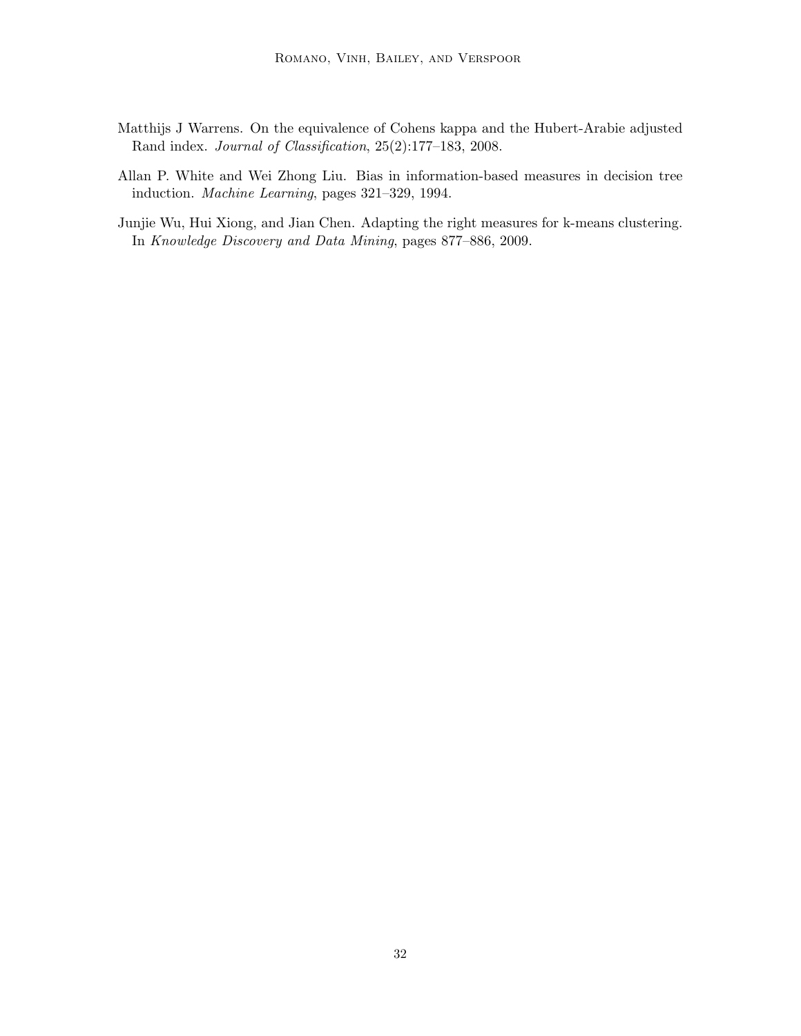Matthijs J Warrens. On the equivalence of Cohens kappa and the Hubert-Arabie adjusted Rand index. *Journal of Classification*, 25(2):177–183, 2008.

Allan P. White and Wei Zhong Liu. Bias in information-based measures in decision tree induction. *Machine Learning*, pages 321–329, 1994.

Junjie Wu, Hui Xiong, and Jian Chen. Adapting the right measures for k-means clustering. In *Knowledge Discovery and Data Mining*, pages 877–886, 2009.